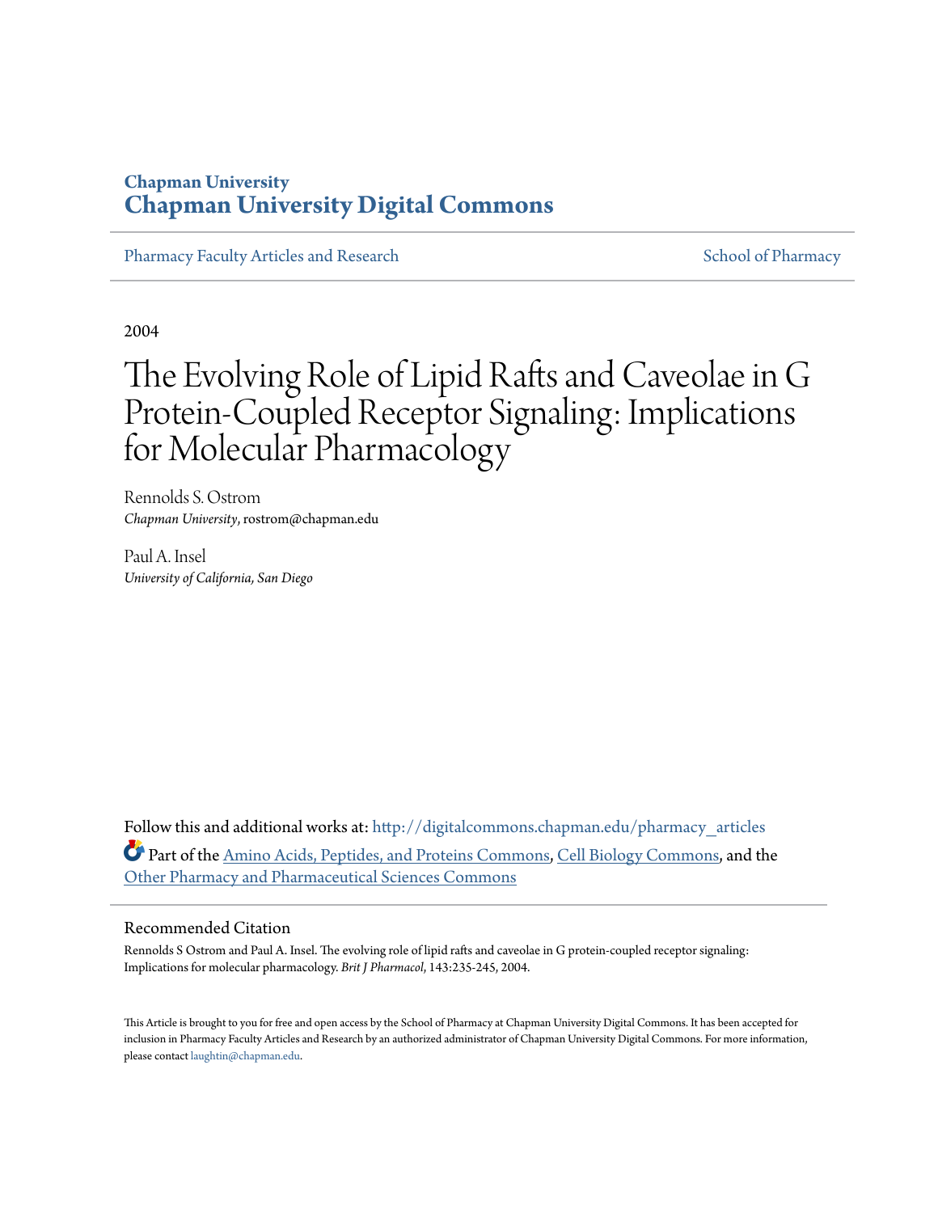**Chapman University**
**Chapman University Digital Commons**

Pharmacy Faculty Articles and Research

School of Pharmacy

2004

# The Evolving Role of Lipid Rafts and Caveolae in G Protein-Coupled Receptor Signaling: Implications for Molecular Pharmacology

Rennolds S. Ostrom
*Chapman University*, rostrom@chapman.edu

Paul A. Insel
*University of California, San Diego*

Follow this and additional works at: http://digitalcommons.chapman.edu/pharmacy_articles

Part of the Amino Acids, Peptides, and Proteins Commons, Cell Biology Commons, and the Other Pharmacy and Pharmaceutical Sciences Commons

## Recommended Citation

Rennolds S Ostrom and Paul A. Insel. The evolving role of lipid rafts and caveolae in G protein-coupled receptor signaling: Implications for molecular pharmacology. *Brit J Pharmacol*, 143:235-245, 2004.

This Article is brought to you for free and open access by the School of Pharmacy at Chapman University Digital Commons. It has been accepted for inclusion in Pharmacy Faculty Articles and Research by an authorized administrator of Chapman University Digital Commons. For more information, please contact laughtin@chapman.edu.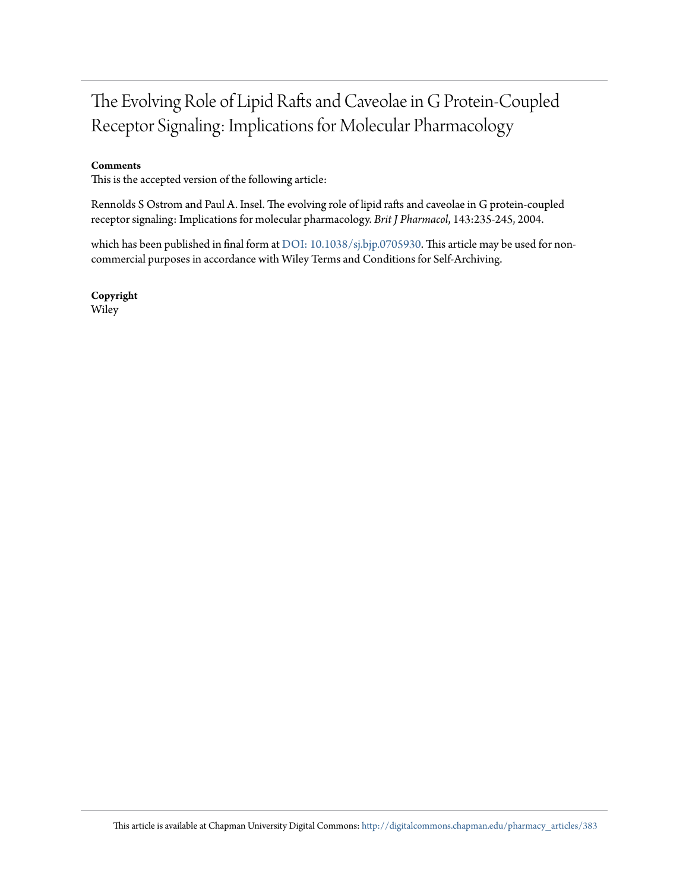# The Evolving Role of Lipid Rafts and Caveolae in G Protein-Coupled Receptor Signaling: Implications for Molecular Pharmacology

**Comments**

This is the accepted version of the following article:

Rennolds S Ostrom and Paul A. Insel. The evolving role of lipid rafts and caveolae in G protein-coupled receptor signaling: Implications for molecular pharmacology. *Brit J Pharmacol,* 143:235-245, 2004.

which has been published in final form at DOI: 10.1038/sj.bjp.0705930. This article may be used for non-commercial purposes in accordance with Wiley Terms and Conditions for Self-Archiving.

**Copyright**

Wiley

This article is available at Chapman University Digital Commons: http://digitalcommons.chapman.edu/pharmacy_articles/383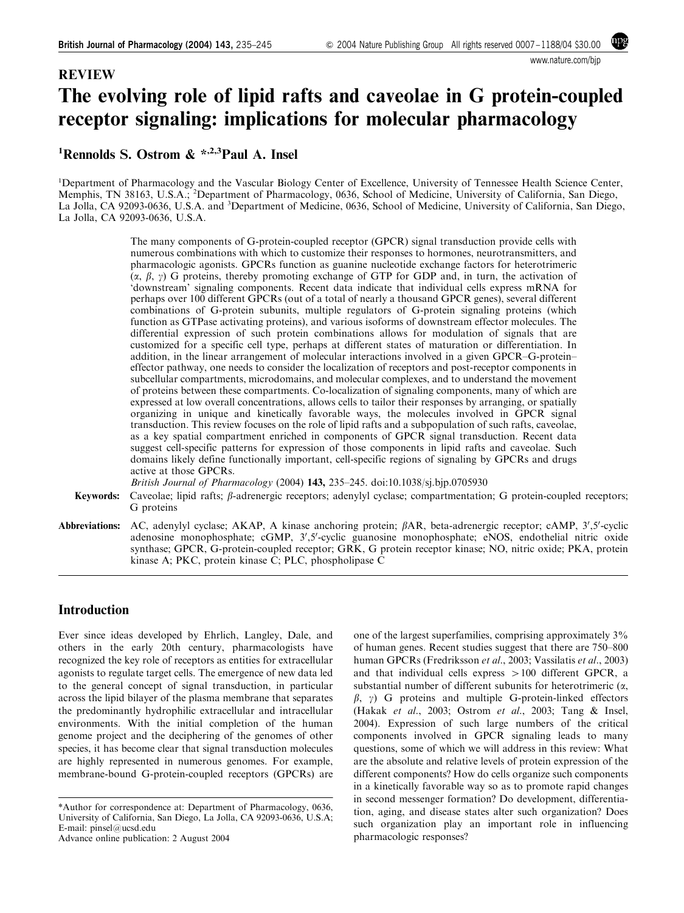## REVIEW

# The evolving role of lipid rafts and caveolae in G protein-coupled receptor signaling: implications for molecular pharmacology

[1]Rennolds S. Ostrom & *,[2,3]Paul A. Insel

[1]Department of Pharmacology and the Vascular Biology Center of Excellence, University of Tennessee Health Science Center, Memphis, TN 38163, U.S.A.; [2]Department of Pharmacology, 0636, School of Medicine, University of California, San Diego, La Jolla, CA 92093-0636, U.S.A. and [3]Department of Medicine, 0636, School of Medicine, University of California, San Diego, La Jolla, CA 92093-0636, U.S.A.

The many components of G-protein-coupled receptor (GPCR) signal transduction provide cells with numerous combinations with which to customize their responses to hormones, neurotransmitters, and pharmacologic agonists. GPCRs function as guanine nucleotide exchange factors for heterotrimeric (α, β, γ) G proteins, thereby promoting exchange of GTP for GDP and, in turn, the activation of 'downstream' signaling components. Recent data indicate that individual cells express mRNA for perhaps over 100 different GPCRs (out of a total of nearly a thousand GPCR genes), several different combinations of G-protein subunits, multiple regulators of G-protein signaling proteins (which function as GTPase activating proteins), and various isoforms of downstream effector molecules. The differential expression of such protein combinations allows for modulation of signals that are customized for a specific cell type, perhaps at different states of maturation or differentiation. In addition, in the linear arrangement of molecular interactions involved in a given GPCR–G-protein–effector pathway, one needs to consider the localization of receptors and post-receptor components in subcellular compartments, microdomains, and molecular complexes, and to understand the movement of proteins between these compartments. Co-localization of signaling components, many of which are expressed at low overall concentrations, allows cells to tailor their responses by arranging, or spatially organizing in unique and kinetically favorable ways, the molecules involved in GPCR signal transduction. This review focuses on the role of lipid rafts and a subpopulation of such rafts, caveolae, as a key spatial compartment enriched in components of GPCR signal transduction. Recent data suggest cell-specific patterns for expression of those components in lipid rafts and caveolae. Such domains likely define functionally important, cell-specific regions of signaling by GPCRs and drugs active at those GPCRs.

*British Journal of Pharmacology* (2004) **143,** 235–245. doi:10.1038/sj.bjp.0705930

**Keywords:** Caveolae; lipid rafts; β-adrenergic receptors; adenylyl cyclase; compartmentation; G protein-coupled receptors; G proteins

**Abbreviations:** AC, adenylyl cyclase; AKAP, A kinase anchoring protein; βAR, beta-adrenergic receptor; cAMP, 3′,5′-cyclic adenosine monophosphate; cGMP, 3′,5′-cyclic guanosine monophosphate; eNOS, endothelial nitric oxide synthase; GPCR, G-protein-coupled receptor; GRK, G protein receptor kinase; NO, nitric oxide; PKA, protein kinase A; PKC, protein kinase C; PLC, phospholipase C

## Introduction

Ever since ideas developed by Ehrlich, Langley, Dale, and others in the early 20th century, pharmacologists have recognized the key role of receptors as entities for extracellular agonists to regulate target cells. The emergence of new data led to the general concept of signal transduction, in particular across the lipid bilayer of the plasma membrane that separates the predominantly hydrophilic extracellular and intracellular environments. With the initial completion of the human genome project and the deciphering of the genomes of other species, it has become clear that signal transduction molecules are highly represented in numerous genomes. For example, membrane-bound G-protein-coupled receptors (GPCRs) are one of the largest superfamilies, comprising approximately 3% of human genes. Recent studies suggest that there are 750–800 human GPCRs (Fredriksson *et al*., 2003; Vassilatis *et al*., 2003) and that individual cells express >100 different GPCR, a substantial number of different subunits for heterotrimeric (α, β, γ) G proteins and multiple G-protein-linked effectors (Hakak *et al*., 2003; Ostrom *et al*., 2003; Tang & Insel, 2004). Expression of such large numbers of the critical components involved in GPCR signaling leads to many questions, some of which we will address in this review: What are the absolute and relative levels of protein expression of the different components? How do cells organize such components in a kinetically favorable way so as to promote rapid changes in second messenger formation? Do development, differentiation, aging, and disease states alter such organization? Does such organization play an important role in influencing pharmacologic responses?

*Author for correspondence at: Department of Pharmacology, 0636, University of California, San Diego, La Jolla, CA 92093-0636, U.S.A; E-mail: pinsel@ucsd.edu

Advance online publication: 2 August 2004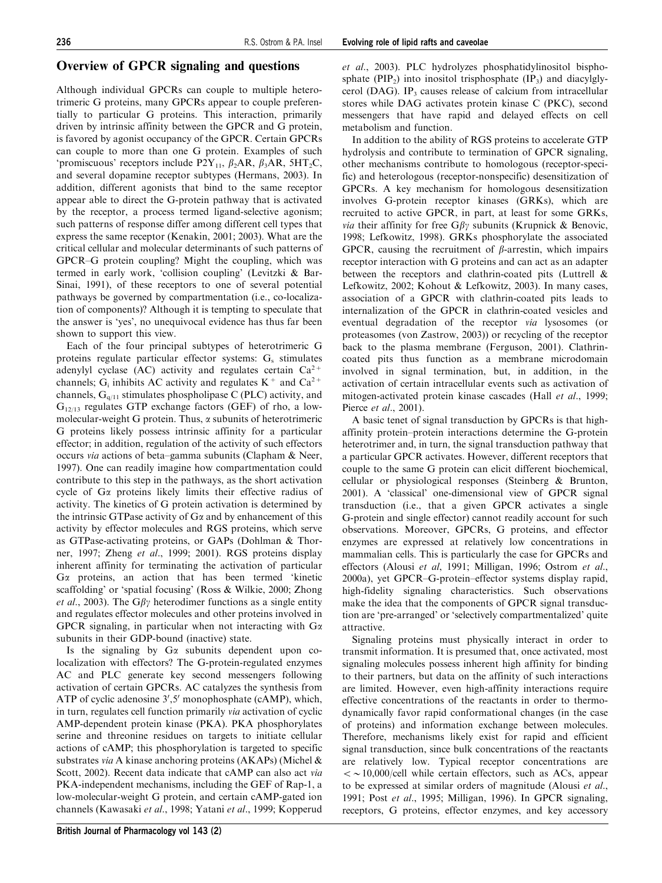## Overview of GPCR signaling and questions

Although individual GPCRs can couple to multiple heterotrimeric G proteins, many GPCRs appear to couple preferentially to particular G proteins. This interaction, primarily driven by intrinsic affinity between the GPCR and G protein, is favored by agonist occupancy of the GPCR. Certain GPCRs can couple to more than one G protein. Examples of such 'promiscuous' receptors include $P2Y_{11}$, $\beta_2$AR, $\beta_3$AR, $5HT_2C$, and several dopamine receptor subtypes (Hermans, 2003). In addition, different agonists that bind to the same receptor appear able to direct the G-protein pathway that is activated by the receptor, a process termed ligand-selective agonism; such patterns of response differ among different cell types that express the same receptor (Kenakin, 2001; 2003). What are the critical cellular and molecular determinants of such patterns of GPCR–G protein coupling? Might the coupling, which was termed in early work, 'collision coupling' (Levitzki & Bar-Sinai, 1991), of these receptors to one of several potential pathways be governed by compartmentation (i.e., co-localization of components)? Although it is tempting to speculate that the answer is 'yes', no unequivocal evidence has thus far been shown to support this view.

Each of the four principal subtypes of heterotrimeric G proteins regulate particular effector systems: $G_s$ stimulates adenylyl cyclase (AC) activity and regulates certain $Ca^{2+}$ channels; $G_i$ inhibits AC activity and regulates $K^+$ and $Ca^{2+}$ channels, $G_{q/11}$ stimulates phospholipase C (PLC) activity, and $G_{12/13}$ regulates GTP exchange factors (GEF) of rho, a low-molecular-weight G protein. Thus, $\alpha$ subunits of heterotrimeric G proteins likely possess intrinsic affinity for a particular effector; in addition, regulation of the activity of such effectors occurs *via* actions of beta–gamma subunits (Clapham & Neer, 1997). One can readily imagine how compartmentation could contribute to this step in the pathways, as the short activation cycle of G$\alpha$ proteins likely limits their effective radius of activity. The kinetics of G protein activation is determined by the intrinsic GTPase activity of G$\alpha$ and by enhancement of this activity by effector molecules and RGS proteins, which serve as GTPase-activating proteins, or GAPs (Dohlman & Thorner, 1997; Zheng *et al*., 1999; 2001). RGS proteins display inherent affinity for terminating the activation of particular G$\alpha$ proteins, an action that has been termed 'kinetic scaffolding' or 'spatial focusing' (Ross & Wilkie, 2000; Zhong *et al*., 2003). The G$\beta\gamma$ heterodimer functions as a single entity and regulates effector molecules and other proteins involved in GPCR signaling, in particular when not interacting with G$\alpha$ subunits in their GDP-bound (inactive) state.

Is the signaling by G$\alpha$ subunits dependent upon co-localization with effectors? The G-protein-regulated enzymes AC and PLC generate key second messengers following activation of certain GPCRs. AC catalyzes the synthesis from ATP of cyclic adenosine 3′,5′ monophosphate (cAMP), which, in turn, regulates cell function primarily *via* activation of cyclic AMP-dependent protein kinase (PKA). PKA phosphorylates serine and threonine residues on targets to initiate cellular actions of cAMP; this phosphorylation is targeted to specific substrates *via* A kinase anchoring proteins (AKAPs) (Michel & Scott, 2002). Recent data indicate that cAMP can also act *via* PKA-independent mechanisms, including the GEF of Rap-1, a low-molecular-weight G protein, and certain cAMP-gated ion channels (Kawasaki *et al*., 1998; Yatani *et al*., 1999; Kopperud *et al*., 2003). PLC hydrolyzes phosphatidylinositol bisphosphate ($PIP_2$) into inositol trisphosphate ($IP_3$) and diacylglycerol (DAG). $IP_3$ causes release of calcium from intracellular stores while DAG activates protein kinase C (PKC), second messengers that have rapid and delayed effects on cell metabolism and function.

In addition to the ability of RGS proteins to accelerate GTP hydrolysis and contribute to termination of GPCR signaling, other mechanisms contribute to homologous (receptor-specific) and heterologous (receptor-nonspecific) desensitization of GPCRs. A key mechanism for homologous desensitization involves G-protein receptor kinases (GRKs), which are recruited to active GPCR, in part, at least for some GRKs, *via* their affinity for free G$\beta\gamma$ subunits (Krupnick & Benovic, 1998; Lefkowitz, 1998). GRKs phosphorylate the associated GPCR, causing the recruitment of $\beta$-arrestin, which impairs receptor interaction with G proteins and can act as an adapter between the receptors and clathrin-coated pits (Luttrell & Lefkowitz, 2002; Kohout & Lefkowitz, 2003). In many cases, association of a GPCR with clathrin-coated pits leads to internalization of the GPCR in clathrin-coated vesicles and eventual degradation of the receptor *via* lysosomes (or proteasomes (von Zastrow, 2003)) or recycling of the receptor back to the plasma membrane (Ferguson, 2001). Clathrin-coated pits thus function as a membrane microdomain involved in signal termination, but, in addition, in the activation of certain intracellular events such as activation of mitogen-activated protein kinase cascades (Hall *et al*., 1999; Pierce *et al*., 2001).

A basic tenet of signal transduction by GPCRs is that high-affinity protein–protein interactions determine the G-protein heterotrimer and, in turn, the signal transduction pathway that a particular GPCR activates. However, different receptors that couple to the same G protein can elicit different biochemical, cellular or physiological responses (Steinberg & Brunton, 2001). A 'classical' one-dimensional view of GPCR signal transduction (i.e., that a given GPCR activates a single G-protein and single effector) cannot readily account for such observations. Moreover, GPCRs, G proteins, and effector enzymes are expressed at relatively low concentrations in mammalian cells. This is particularly the case for GPCRs and effectors (Alousi *et al*, 1991; Milligan, 1996; Ostrom *et al*., 2000a), yet GPCR–G-protein–effector systems display rapid, high-fidelity signaling characteristics. Such observations make the idea that the components of GPCR signal transduction are 'pre-arranged' or 'selectively compartmentalized' quite attractive.

Signaling proteins must physically interact in order to transmit information. It is presumed that, once activated, most signaling molecules possess inherent high affinity for binding to their partners, but data on the affinity of such interactions are limited. However, even high-affinity interactions require effective concentrations of the reactants in order to thermodynamically favor rapid conformational changes (in the case of proteins) and information exchange between molecules. Therefore, mechanisms likely exist for rapid and efficient signal transduction, since bulk concentrations of the reactants are relatively low. Typical receptor concentrations are $< \sim 10{,}000$/cell while certain effectors, such as ACs, appear to be expressed at similar orders of magnitude (Alousi *et al*., 1991; Post *et al*., 1995; Milligan, 1996). In GPCR signaling, receptors, G proteins, effector enzymes, and key accessory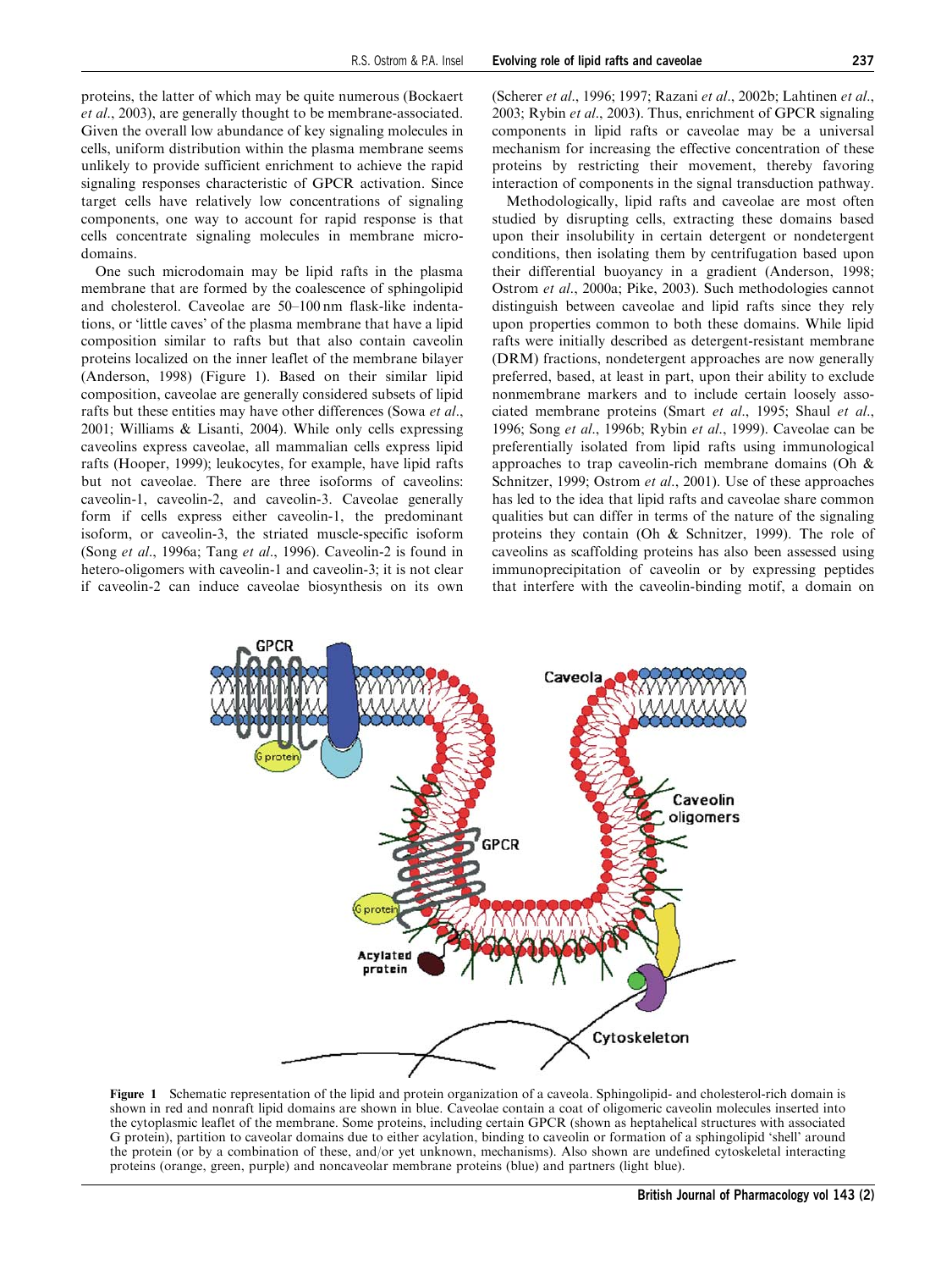proteins, the latter of which may be quite numerous (Bockaert *et al*., 2003), are generally thought to be membrane-associated. Given the overall low abundance of key signaling molecules in cells, uniform distribution within the plasma membrane seems unlikely to provide sufficient enrichment to achieve the rapid signaling responses characteristic of GPCR activation. Since target cells have relatively low concentrations of signaling components, one way to account for rapid response is that cells concentrate signaling molecules in membrane microdomains.

One such microdomain may be lipid rafts in the plasma membrane that are formed by the coalescence of sphingolipid and cholesterol. Caveolae are 50–100 nm flask-like indentations, or 'little caves' of the plasma membrane that have a lipid composition similar to rafts but that also contain caveolin proteins localized on the inner leaflet of the membrane bilayer (Anderson, 1998) (Figure 1). Based on their similar lipid composition, caveolae are generally considered subsets of lipid rafts but these entities may have other differences (Sowa *et al*., 2001; Williams & Lisanti, 2004). While only cells expressing caveolins express caveolae, all mammalian cells express lipid rafts (Hooper, 1999); leukocytes, for example, have lipid rafts but not caveolae. There are three isoforms of caveolins: caveolin-1, caveolin-2, and caveolin-3. Caveolae generally form if cells express either caveolin-1, the predominant isoform, or caveolin-3, the striated muscle-specific isoform (Song *et al*., 1996a; Tang *et al*., 1996). Caveolin-2 is found in hetero-oligomers with caveolin-1 and caveolin-3; it is not clear if caveolin-2 can induce caveolae biosynthesis on its own (Scherer *et al*., 1996; 1997; Razani *et al*., 2002b; Lahtinen *et al*., 2003; Rybin *et al*., 2003). Thus, enrichment of GPCR signaling components in lipid rafts or caveolae may be a universal mechanism for increasing the effective concentration of these proteins by restricting their movement, thereby favoring interaction of components in the signal transduction pathway.

Methodologically, lipid rafts and caveolae are most often studied by disrupting cells, extracting these domains based upon their insolubility in certain detergent or nondetergent conditions, then isolating them by centrifugation based upon their differential buoyancy in a gradient (Anderson, 1998; Ostrom *et al*., 2000a; Pike, 2003). Such methodologies cannot distinguish between caveolae and lipid rafts since they rely upon properties common to both these domains. While lipid rafts were initially described as detergent-resistant membrane (DRM) fractions, nondetergent approaches are now generally preferred, based, at least in part, upon their ability to exclude nonmembrane markers and to include certain loosely associated membrane proteins (Smart *et al*., 1995; Shaul *et al*., 1996; Song *et al*., 1996b; Rybin *et al*., 1999). Caveolae can be preferentially isolated from lipid rafts using immunological approaches to trap caveolin-rich membrane domains (Oh & Schnitzer, 1999; Ostrom *et al*., 2001). Use of these approaches has led to the idea that lipid rafts and caveolae share common qualities but can differ in terms of the nature of the signaling proteins they contain (Oh & Schnitzer, 1999). The role of caveolins as scaffolding proteins has also been assessed using immunoprecipitation of caveolin or by expressing peptides that interfere with the caveolin-binding motif, a domain on

**Figure 1** Schematic representation of the lipid and protein organization of a caveola. Sphingolipid- and cholesterol-rich domain is shown in red and nonraft lipid domains are shown in blue. Caveolae contain a coat of oligomeric caveolin molecules inserted into the cytoplasmic leaflet of the membrane. Some proteins, including certain GPCR (shown as heptahelical structures with associated G protein), partition to caveolar domains due to either acylation, binding to caveolin or formation of a sphingolipid 'shell' around the protein (or by a combination of these, and/or yet unknown, mechanisms). Also shown are undefined cytoskeletal interacting proteins (orange, green, purple) and noncaveolar membrane proteins (blue) and partners (light blue).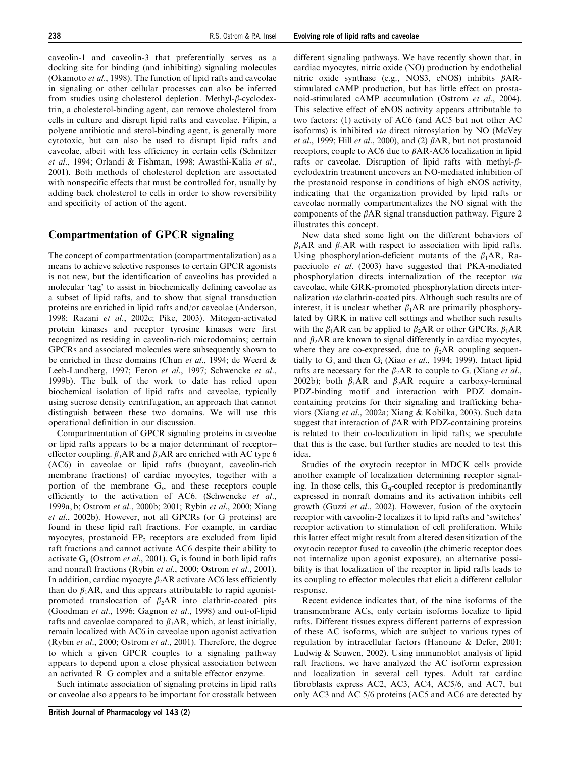caveolin-1 and caveolin-3 that preferentially serves as a docking site for binding (and inhibiting) signaling molecules (Okamoto *et al*., 1998). The function of lipid rafts and caveolae in signaling or other cellular processes can also be inferred from studies using cholesterol depletion. Methyl-$\beta$-cyclodextrin, a cholesterol-binding agent, can remove cholesterol from cells in culture and disrupt lipid rafts and caveolae. Filipin, a polyene antibiotic and sterol-binding agent, is generally more cytotoxic, but can also be used to disrupt lipid rafts and caveolae, albeit with less efficiency in certain cells (Schnitzer *et al*., 1994; Orlandi & Fishman, 1998; Awasthi-Kalia *et al*., 2001). Both methods of cholesterol depletion are associated with nonspecific effects that must be controlled for, usually by adding back cholesterol to cells in order to show reversibility and specificity of action of the agent.

## Compartmentation of GPCR signaling

The concept of compartmentation (compartmentalization) as a means to achieve selective responses to certain GPCR agonists is not new, but the identification of caveolins has provided a molecular 'tag' to assist in biochemically defining caveolae as a subset of lipid rafts, and to show that signal transduction proteins are enriched in lipid rafts and/or caveolae (Anderson, 1998; Razani *et al*., 2002c; Pike, 2003). Mitogen-activated protein kinases and receptor tyrosine kinases were first recognized as residing in caveolin-rich microdomains; certain GPCRs and associated molecules were subsequently shown to be enriched in these domains (Chun *et al*., 1994; de Weerd & Leeb-Lundberg, 1997; Feron *et al*., 1997; Schwencke *et al*., 1999b). The bulk of the work to date has relied upon biochemical isolation of lipid rafts and caveolae, typically using sucrose density centrifugation, an approach that cannot distinguish between these two domains. We will use this operational definition in our discussion.

Compartmentation of GPCR signaling proteins in caveolae or lipid rafts appears to be a major determinant of receptor–effector coupling. $\beta_1$AR and $\beta_2$AR are enriched with AC type 6 (AC6) in caveolae or lipid rafts (buoyant, caveolin-rich membrane fractions) of cardiac myocytes, together with a portion of the membrane $G_s$, and these receptors couple efficiently to the activation of AC6. (Schwencke *et al*., 1999a, b; Ostrom *et al*., 2000b; 2001; Rybin *et al*., 2000; Xiang *et al*., 2002b). However, not all GPCRs (or G proteins) are found in these lipid raft fractions. For example, in cardiac myocytes, prostanoid $EP_2$ receptors are excluded from lipid raft fractions and cannot activate AC6 despite their ability to activate $G_s$ (Ostrom *et al*., 2001). $G_s$ is found in both lipid rafts and nonraft fractions (Rybin *et al*., 2000; Ostrom *et al*., 2001). In addition, cardiac myocyte $\beta_2$AR activate AC6 less efficiently than do $\beta_1$AR, and this appears attributable to rapid agonist-promoted translocation of $\beta_2$AR into clathrin-coated pits (Goodman *et al*., 1996; Gagnon *et al*., 1998) and out-of-lipid rafts and caveolae compared to $\beta_1$AR, which, at least initially, remain localized with AC6 in caveolae upon agonist activation (Rybin *et al*., 2000; Ostrom *et al*., 2001). Therefore, the degree to which a given GPCR couples to a signaling pathway appears to depend upon a close physical association between an activated R–G complex and a suitable effector enzyme.

Such intimate association of signaling proteins in lipid rafts or caveolae also appears to be important for crosstalk between different signaling pathways. We have recently shown that, in cardiac myocytes, nitric oxide (NO) production by endothelial nitric oxide synthase (e.g., NOS3, eNOS) inhibits $\beta$AR-stimulated cAMP production, but has little effect on prostanoid-stimulated cAMP accumulation (Ostrom *et al*., 2004). This selective effect of eNOS activity appears attributable to two factors: (1) activity of AC6 (and AC5 but not other AC isoforms) is inhibited *via* direct nitrosylation by NO (McVey *et al*., 1999; Hill *et al*., 2000), and (2) $\beta$AR, but not prostanoid receptors, couple to AC6 due to $\beta$AR-AC6 localization in lipid rafts or caveolae. Disruption of lipid rafts with methyl-$\beta$-cyclodextrin treatment uncovers an NO-mediated inhibition of the prostanoid response in conditions of high eNOS activity, indicating that the organization provided by lipid rafts or caveolae normally compartmentalizes the NO signal with the components of the $\beta$AR signal transduction pathway. Figure 2 illustrates this concept.

New data shed some light on the different behaviors of $\beta_1$AR and $\beta_2$AR with respect to association with lipid rafts. Using phosphorylation-deficient mutants of the $\beta_1$AR, Rapacciuolo *et al*. (2003) have suggested that PKA-mediated phosphorylation directs internalization of the receptor *via* caveolae, while GRK-promoted phosphorylation directs internalization *via* clathrin-coated pits. Although such results are of interest, it is unclear whether $\beta_1$AR are primarily phosphorylated by GRK in native cell settings and whether such results with the $\beta_1$AR can be applied to $\beta_2$AR or other GPCRs. $\beta_1$AR and $\beta_2$AR are known to signal differently in cardiac myocytes, where they are co-expressed, due to $\beta_2$AR coupling sequentially to $G_s$ and then $G_i$ (Xiao *et al*., 1994; 1999). Intact lipid rafts are necessary for the $\beta_2$AR to couple to $G_i$ (Xiang *et al*., 2002b); both $\beta_1$AR and $\beta_2$AR require a carboxy-terminal PDZ-binding motif and interaction with PDZ domain-containing proteins for their signaling and trafficking behaviors (Xiang *et al*., 2002a; Xiang & Kobilka, 2003). Such data suggest that interaction of $\beta$AR with PDZ-containing proteins is related to their co-localization in lipid rafts; we speculate that this is the case, but further studies are needed to test this idea.

Studies of the oxytocin receptor in MDCK cells provide another example of localization determining receptor signaling. In those cells, this $G_q$-coupled receptor is predominantly expressed in nonraft domains and its activation inhibits cell growth (Guzzi *et al*., 2002). However, fusion of the oxytocin receptor with caveolin-2 localizes it to lipid rafts and 'switches' receptor activation to stimulation of cell proliferation. While this latter effect might result from altered desensitization of the oxytocin receptor fused to caveolin (the chimeric receptor does not internalize upon agonist exposure), an alternative possibility is that localization of the receptor in lipid rafts leads to its coupling to effector molecules that elicit a different cellular response.

Recent evidence indicates that, of the nine isoforms of the transmembrane ACs, only certain isoforms localize to lipid rafts. Different tissues express different patterns of expression of these AC isoforms, which are subject to various types of regulation by intracellular factors (Hanoune & Defer, 2001; Ludwig & Seuwen, 2002). Using immunoblot analysis of lipid raft fractions, we have analyzed the AC isoform expression and localization in several cell types. Adult rat cardiac fibroblasts express AC2, AC3, AC4, AC5/6, and AC7, but only AC3 and AC 5/6 proteins (AC5 and AC6 are detected by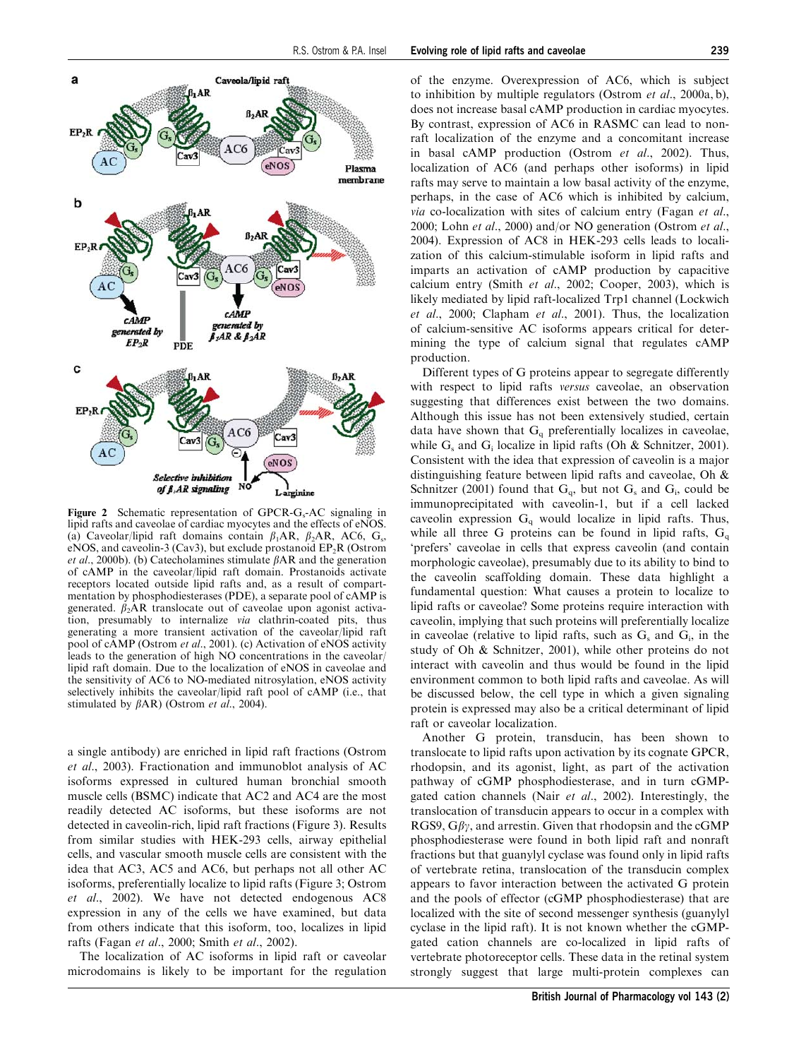Figure 2 Schematic representation of GPCR-$G_s$-AC signaling in lipid rafts and caveolae of cardiac myocytes and the effects of eNOS. (a) Caveolar/lipid raft domains contain $\beta_1$AR, $\beta_2$AR, AC6, $G_s$, eNOS, and caveolin-3 (Cav3), but exclude prostanoid $EP_2$R (Ostrom *et al*., 2000b). (b) Catecholamines stimulate $\beta$AR and the generation of cAMP in the caveolar/lipid raft domain. Prostanoids activate receptors located outside lipid rafts and, as a result of compartmentation by phosphodiesterases (PDE), a separate pool of cAMP is generated. $\beta_2$AR translocate out of caveolae upon agonist activation, presumably to internalize *via* clathrin-coated pits, thus generating a more transient activation of the caveolar/lipid raft pool of cAMP (Ostrom *et al*., 2001). (c) Activation of eNOS activity leads to the generation of high NO concentrations in the caveolar/lipid raft domain. Due to the localization of eNOS in caveolae and the sensitivity of AC6 to NO-mediated nitrosylation, eNOS activity selectively inhibits the caveolar/lipid raft pool of cAMP (i.e., that stimulated by $\beta$AR) (Ostrom *et al*., 2004).

a single antibody) are enriched in lipid raft fractions (Ostrom *et al*., 2003). Fractionation and immunoblot analysis of AC isoforms expressed in cultured human bronchial smooth muscle cells (BSMC) indicate that AC2 and AC4 are the most readily detected AC isoforms, but these isoforms are not detected in caveolin-rich, lipid raft fractions (Figure 3). Results from similar studies with HEK-293 cells, airway epithelial cells, and vascular smooth muscle cells are consistent with the idea that AC3, AC5 and AC6, but perhaps not all other AC isoforms, preferentially localize to lipid rafts (Figure 3; Ostrom *et al*., 2002). We have not detected endogenous AC8 expression in any of the cells we have examined, but data from others indicate that this isoform, too, localizes in lipid rafts (Fagan *et al*., 2000; Smith *et al*., 2002).

The localization of AC isoforms in lipid raft or caveolar microdomains is likely to be important for the regulation of the enzyme. Overexpression of AC6, which is subject to inhibition by multiple regulators (Ostrom *et al*., 2000a, b), does not increase basal cAMP production in cardiac myocytes. By contrast, expression of AC6 in RASMC can lead to nonraft localization of the enzyme and a concomitant increase in basal cAMP production (Ostrom *et al*., 2002). Thus, localization of AC6 (and perhaps other isoforms) in lipid rafts may serve to maintain a low basal activity of the enzyme, perhaps, in the case of AC6 which is inhibited by calcium, *via* co-localization with sites of calcium entry (Fagan *et al*., 2000; Lohn *et al*., 2000) and/or NO generation (Ostrom *et al*., 2004). Expression of AC8 in HEK-293 cells leads to localization of this calcium-stimulable isoform in lipid rafts and imparts an activation of cAMP production by capacitive calcium entry (Smith *et al*., 2002; Cooper, 2003), which is likely mediated by lipid raft-localized Trp1 channel (Lockwich *et al*., 2000; Clapham *et al*., 2001). Thus, the localization of calcium-sensitive AC isoforms appears critical for determining the type of calcium signal that regulates cAMP production.

Different types of G proteins appear to segregate differently with respect to lipid rafts *versus* caveolae, an observation suggesting that differences exist between the two domains. Although this issue has not been extensively studied, certain data have shown that $G_q$ preferentially localizes in caveolae, while $G_s$ and $G_i$ localize in lipid rafts (Oh & Schnitzer, 2001). Consistent with the idea that expression of caveolin is a major distinguishing feature between lipid rafts and caveolae, Oh & Schnitzer (2001) found that $G_q$, but not $G_s$ and $G_i$, could be immunoprecipitated with caveolin-1, but if a cell lacked caveolin expression $G_q$ would localize in lipid rafts. Thus, while all three G proteins can be found in lipid rafts, $G_q$ 'prefers' caveolae in cells that express caveolin (and contain morphologic caveolae), presumably due to its ability to bind to the caveolin scaffolding domain. These data highlight a fundamental question: What causes a protein to localize to lipid rafts or caveolae? Some proteins require interaction with caveolin, implying that such proteins will preferentially localize in caveolae (relative to lipid rafts, such as $G_s$ and $G_i$, in the study of Oh & Schnitzer, 2001), while other proteins do not interact with caveolin and thus would be found in the lipid environment common to both lipid rafts and caveolae. As will be discussed below, the cell type in which a given signaling protein is expressed may also be a critical determinant of lipid raft or caveolar localization.

Another G protein, transducin, has been shown to translocate to lipid rafts upon activation by its cognate GPCR, rhodopsin, and its agonist, light, as part of the activation pathway of cGMP phosphodiesterase, and in turn cGMP-gated cation channels (Nair *et al*., 2002). Interestingly, the translocation of transducin appears to occur in a complex with RGS9, $G\beta\gamma$, and arrestin. Given that rhodopsin and the cGMP phosphodiesterase were found in both lipid raft and nonraft fractions but that guanylyl cyclase was found only in lipid rafts of vertebrate retina, translocation of the transducin complex appears to favor interaction between the activated G protein and the pools of effector (cGMP phosphodiesterase) that are localized with the site of second messenger synthesis (guanylyl cyclase in the lipid raft). It is not known whether the cGMP-gated cation channels are co-localized in lipid rafts of vertebrate photoreceptor cells. These data in the retinal system strongly suggest that large multi-protein complexes can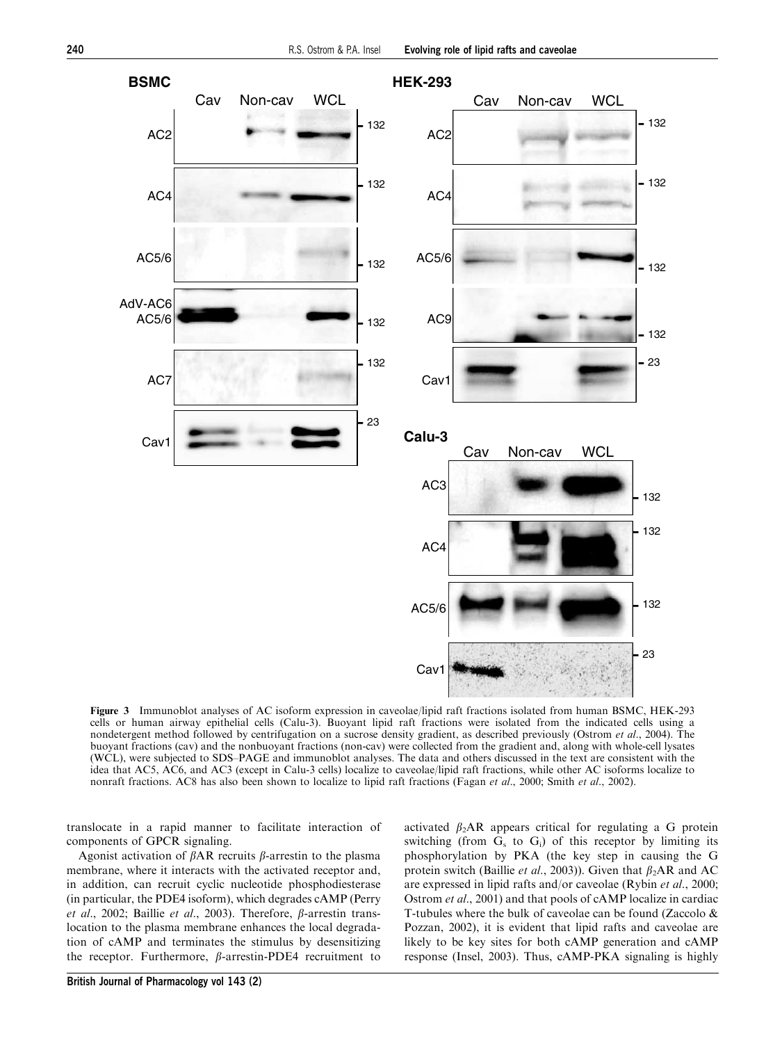**Figure 3** Immunoblot analyses of AC isoform expression in caveolae/lipid raft fractions isolated from human BSMC, HEK-293 cells or human airway epithelial cells (Calu-3). Buoyant lipid raft fractions were isolated from the indicated cells using a nondetergent method followed by centrifugation on a sucrose density gradient, as described previously (Ostrom *et al*., 2004). The buoyant fractions (cav) and the nonbuoyant fractions (non-cav) were collected from the gradient and, along with whole-cell lysates (WCL), were subjected to SDS–PAGE and immunoblot analyses. The data and others discussed in the text are consistent with the idea that AC5, AC6, and AC3 (except in Calu-3 cells) localize to caveolae/lipid raft fractions, while other AC isoforms localize to nonraft fractions. AC8 has also been shown to localize to lipid raft fractions (Fagan *et al*., 2000; Smith *et al*., 2002).

translocate in a rapid manner to facilitate interaction of components of GPCR signaling.

Agonist activation of $\beta$AR recruits $\beta$-arrestin to the plasma membrane, where it interacts with the activated receptor and, in addition, can recruit cyclic nucleotide phosphodiesterase (in particular, the PDE4 isoform), which degrades cAMP (Perry *et al*., 2002; Baillie *et al*., 2003). Therefore, $\beta$-arrestin translocation to the plasma membrane enhances the local degradation of cAMP and terminates the stimulus by desensitizing the receptor. Furthermore, $\beta$-arrestin-PDE4 recruitment to activated $\beta_2$AR appears critical for regulating a G protein switching (from $G_s$ to $G_i$) of this receptor by limiting its phosphorylation by PKA (the key step in causing the G protein switch (Baillie *et al*., 2003)). Given that $\beta_2$AR and AC are expressed in lipid rafts and/or caveolae (Rybin *et al*., 2000; Ostrom *et al*., 2001) and that pools of cAMP localize in cardiac T-tubules where the bulk of caveolae can be found (Zaccolo & Pozzan, 2002), it is evident that lipid rafts and caveolae are likely to be key sites for both cAMP generation and cAMP response (Insel, 2003). Thus, cAMP-PKA signaling is highly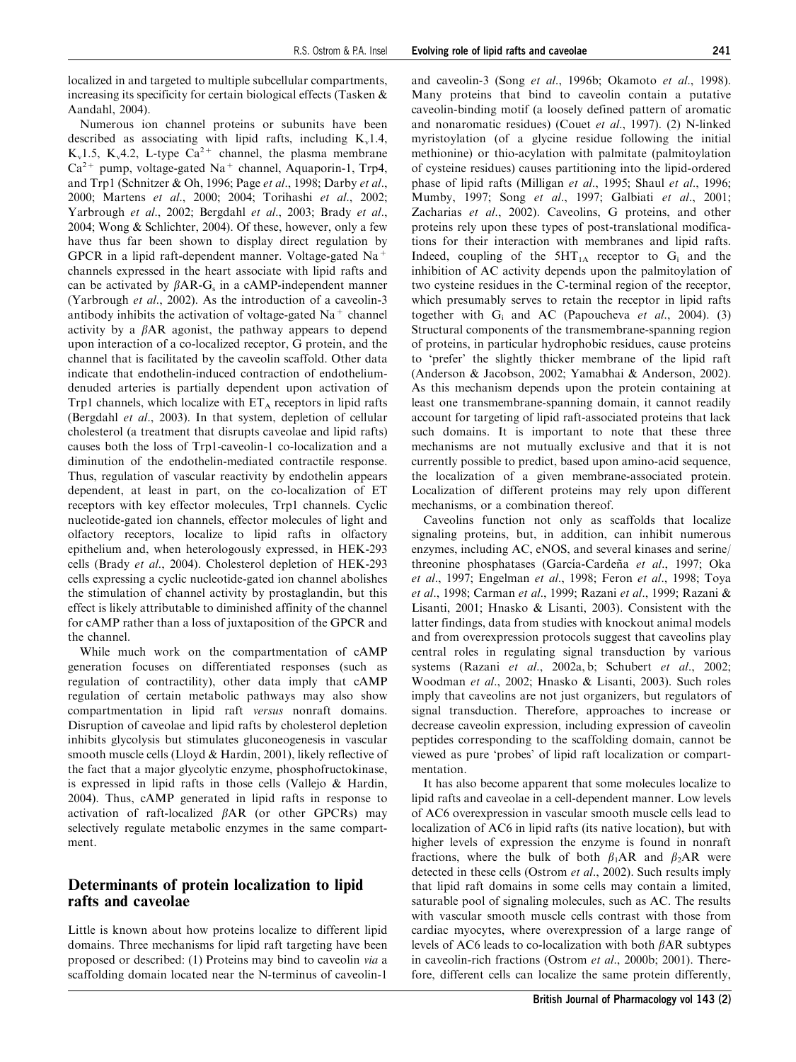localized in and targeted to multiple subcellular compartments, increasing its specificity for certain biological effects (Tasken & Aandahl, 2004).

Numerous ion channel proteins or subunits have been described as associating with lipid rafts, including $K_v1.4$, $K_v1.5$, $K_v4.2$, L-type $Ca^{2+}$ channel, the plasma membrane $Ca^{2+}$ pump, voltage-gated $Na^+$ channel, Aquaporin-1, Trp4, and Trp1 (Schnitzer & Oh, 1996; Page *et al*., 1998; Darby *et al*., 2000; Martens *et al*., 2000; 2004; Torihashi *et al*., 2002; Yarbrough *et al*., 2002; Bergdahl *et al*., 2003; Brady *et al*., 2004; Wong & Schlichter, 2004). Of these, however, only a few have thus far been shown to display direct regulation by GPCR in a lipid raft-dependent manner. Voltage-gated $Na^+$ channels expressed in the heart associate with lipid rafts and can be activated by $\beta$AR-$G_s$ in a cAMP-independent manner (Yarbrough *et al*., 2002). As the introduction of a caveolin-3 antibody inhibits the activation of voltage-gated $Na^+$ channel activity by a $\beta$AR agonist, the pathway appears to depend upon interaction of a co-localized receptor, G protein, and the channel that is facilitated by the caveolin scaffold. Other data indicate that endothelin-induced contraction of endothelium-denuded arteries is partially dependent upon activation of Trp1 channels, which localize with $ET_A$ receptors in lipid rafts (Bergdahl *et al*., 2003). In that system, depletion of cellular cholesterol (a treatment that disrupts caveolae and lipid rafts) causes both the loss of Trp1-caveolin-1 co-localization and a diminution of the endothelin-mediated contractile response. Thus, regulation of vascular reactivity by endothelin appears dependent, at least in part, on the co-localization of ET receptors with key effector molecules, Trp1 channels. Cyclic nucleotide-gated ion channels, effector molecules of light and olfactory receptors, localize to lipid rafts in olfactory epithelium and, when heterologously expressed, in HEK-293 cells (Brady *et al*., 2004). Cholesterol depletion of HEK-293 cells expressing a cyclic nucleotide-gated ion channel abolishes the stimulation of channel activity by prostaglandin, but this effect is likely attributable to diminished affinity of the channel for cAMP rather than a loss of juxtaposition of the GPCR and the channel.

While much work on the compartmentation of cAMP generation focuses on differentiated responses (such as regulation of contractility), other data imply that cAMP regulation of certain metabolic pathways may also show compartmentation in lipid raft *versus* nonraft domains. Disruption of caveolae and lipid rafts by cholesterol depletion inhibits glycolysis but stimulates gluconeogenesis in vascular smooth muscle cells (Lloyd & Hardin, 2001), likely reflective of the fact that a major glycolytic enzyme, phosphofructokinase, is expressed in lipid rafts in those cells (Vallejo & Hardin, 2004). Thus, cAMP generated in lipid rafts in response to activation of raft-localized $\beta$AR (or other GPCRs) may selectively regulate metabolic enzymes in the same compartment.

## Determinants of protein localization to lipid rafts and caveolae

Little is known about how proteins localize to different lipid domains. Three mechanisms for lipid raft targeting have been proposed or described: (1) Proteins may bind to caveolin *via* a scaffolding domain located near the N-terminus of caveolin-1 and caveolin-3 (Song *et al*., 1996b; Okamoto *et al*., 1998). Many proteins that bind to caveolin contain a putative caveolin-binding motif (a loosely defined pattern of aromatic and nonaromatic residues) (Couet *et al*., 1997). (2) N-linked myristoylation (of a glycine residue following the initial methionine) or thio-acylation with palmitate (palmitoylation of cysteine residues) causes partitioning into the lipid-ordered phase of lipid rafts (Milligan *et al*., 1995; Shaul *et al*., 1996; Mumby, 1997; Song *et al*., 1997; Galbiati *et al*., 2001; Zacharias *et al*., 2002). Caveolins, G proteins, and other proteins rely upon these types of post-translational modifications for their interaction with membranes and lipid rafts. Indeed, coupling of the $5HT_{1A}$ receptor to $G_i$ and the inhibition of AC activity depends upon the palmitoylation of two cysteine residues in the C-terminal region of the receptor, which presumably serves to retain the receptor in lipid rafts together with $G_i$ and AC (Papoucheva *et al*., 2004). (3) Structural components of the transmembrane-spanning region of proteins, in particular hydrophobic residues, cause proteins to 'prefer' the slightly thicker membrane of the lipid raft (Anderson & Jacobson, 2002; Yamabhai & Anderson, 2002). As this mechanism depends upon the protein containing at least one transmembrane-spanning domain, it cannot readily account for targeting of lipid raft-associated proteins that lack such domains. It is important to note that these three mechanisms are not mutually exclusive and that it is not currently possible to predict, based upon amino-acid sequence, the localization of a given membrane-associated protein. Localization of different proteins may rely upon different mechanisms, or a combination thereof.

Caveolins function not only as scaffolds that localize signaling proteins, but, in addition, can inhibit numerous enzymes, including AC, eNOS, and several kinases and serine/threonine phosphatases (García-Cardeña *et al*., 1997; Oka *et al*., 1997; Engelman *et al*., 1998; Feron *et al*., 1998; Toya *et al*., 1998; Carman *et al*., 1999; Razani *et al*., 1999; Razani & Lisanti, 2001; Hnasko & Lisanti, 2003). Consistent with the latter findings, data from studies with knockout animal models and from overexpression protocols suggest that caveolins play central roles in regulating signal transduction by various systems (Razani *et al*., 2002a, b; Schubert *et al*., 2002; Woodman *et al*., 2002; Hnasko & Lisanti, 2003). Such roles imply that caveolins are not just organizers, but regulators of signal transduction. Therefore, approaches to increase or decrease caveolin expression, including expression of caveolin peptides corresponding to the scaffolding domain, cannot be viewed as pure 'probes' of lipid raft localization or compartmentation.

It has also become apparent that some molecules localize to lipid rafts and caveolae in a cell-dependent manner. Low levels of AC6 overexpression in vascular smooth muscle cells lead to localization of AC6 in lipid rafts (its native location), but with higher levels of expression the enzyme is found in nonraft fractions, where the bulk of both $\beta_1$AR and $\beta_2$AR were detected in these cells (Ostrom *et al*., 2002). Such results imply that lipid raft domains in some cells may contain a limited, saturable pool of signaling molecules, such as AC. The results with vascular smooth muscle cells contrast with those from cardiac myocytes, where overexpression of a large range of levels of AC6 leads to co-localization with both $\beta$AR subtypes in caveolin-rich fractions (Ostrom *et al*., 2000b; 2001). Therefore, different cells can localize the same protein differently,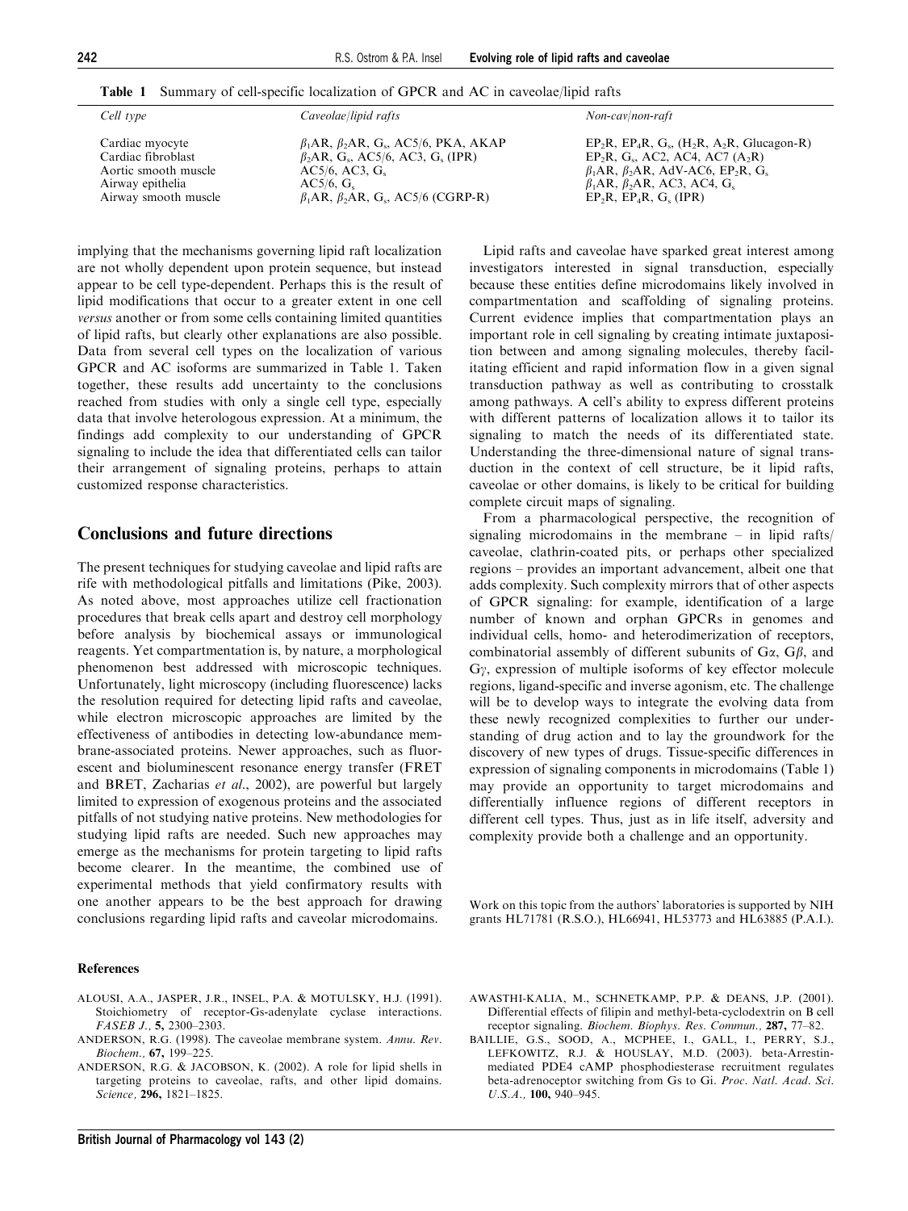**Table 1** Summary of cell-specific localization of GPCR and AC in caveolae/lipid rafts

| *Cell type* | *Caveolae/lipid rafts* | *Non-cav/non-raft* |
|---|---|---|
| Cardiac myocyte | $\beta_1$AR, $\beta_2$AR, $G_s$, AC5/6, PKA, AKAP | $EP_2R$, $EP_4R$, $G_s$, ($H_2R$, $A_2R$, Glucagon-R) |
| Cardiac fibroblast | $\beta_2$AR, $G_s$, AC5/6, AC3, $G_s$ (IPR) | $EP_2R$, $G_s$, AC2, AC4, AC7 ($A_2R$) |
| Aortic smooth muscle | AC5/6, AC3, $G_s$ | $\beta_1$AR, $\beta_2$AR, AdV-AC6, $EP_2R$, $G_s$ |
| Airway epithelia | AC5/6, $G_s$ | $\beta_1$AR, $\beta_2$AR, AC3, AC4, $G_s$ |
| Airway smooth muscle | $\beta_1$AR, $\beta_2$AR, $G_s$, AC5/6 (CGRP-R) | $EP_2R$, $EP_4R$, $G_s$ (IPR) |

implying that the mechanisms governing lipid raft localization are not wholly dependent upon protein sequence, but instead appear to be cell type-dependent. Perhaps this is the result of lipid modifications that occur to a greater extent in one cell *versus* another or from some cells containing limited quantities of lipid rafts, but clearly other explanations are also possible. Data from several cell types on the localization of various GPCR and AC isoforms are summarized in Table 1. Taken together, these results add uncertainty to the conclusions reached from studies with only a single cell type, especially data that involve heterologous expression. At a minimum, the findings add complexity to our understanding of GPCR signaling to include the idea that differentiated cells can tailor their arrangement of signaling proteins, perhaps to attain customized response characteristics.

## Conclusions and future directions

The present techniques for studying caveolae and lipid rafts are rife with methodological pitfalls and limitations (Pike, 2003). As noted above, most approaches utilize cell fractionation procedures that break cells apart and destroy cell morphology before analysis by biochemical assays or immunological reagents. Yet compartmentation is, by nature, a morphological phenomenon best addressed with microscopic techniques. Unfortunately, light microscopy (including fluorescence) lacks the resolution required for detecting lipid rafts and caveolae, while electron microscopic approaches are limited by the effectiveness of antibodies in detecting low-abundance membrane-associated proteins. Newer approaches, such as fluorescent and bioluminescent resonance energy transfer (FRET and BRET, Zacharias *et al*., 2002), are powerful but largely limited to expression of exogenous proteins and the associated pitfalls of not studying native proteins. New methodologies for studying lipid rafts are needed. Such new approaches may emerge as the mechanisms for protein targeting to lipid rafts become clearer. In the meantime, the combined use of experimental methods that yield confirmatory results with one another appears to be the best approach for drawing conclusions regarding lipid rafts and caveolar microdomains.

Lipid rafts and caveolae have sparked great interest among investigators interested in signal transduction, especially because these entities define microdomains likely involved in compartmentation and scaffolding of signaling proteins. Current evidence implies that compartmentation plays an important role in cell signaling by creating intimate juxtaposition between and among signaling molecules, thereby facilitating efficient and rapid information flow in a given signal transduction pathway as well as contributing to crosstalk among pathways. A cell's ability to express different proteins with different patterns of localization allows it to tailor its signaling to match the needs of its differentiated state. Understanding the three-dimensional nature of signal transduction in the context of cell structure, be it lipid rafts, caveolae or other domains, is likely to be critical for building complete circuit maps of signaling.

From a pharmacological perspective, the recognition of signaling microdomains in the membrane – in lipid rafts/caveolae, clathrin-coated pits, or perhaps other specialized regions – provides an important advancement, albeit one that adds complexity. Such complexity mirrors that of other aspects of GPCR signaling: for example, identification of a large number of known and orphan GPCRs in genomes and individual cells, homo- and heterodimerization of receptors, combinatorial assembly of different subunits of $G\alpha$, $G\beta$, and $G\gamma$, expression of multiple isoforms of key effector molecule regions, ligand-specific and inverse agonism, etc. The challenge will be to develop ways to integrate the evolving data from these newly recognized complexities to further our understanding of drug action and to lay the groundwork for the discovery of new types of drugs. Tissue-specific differences in expression of signaling components in microdomains (Table 1) may provide an opportunity to target microdomains and differentially influence regions of different receptors in different cell types. Thus, just as in life itself, adversity and complexity provide both a challenge and an opportunity.

Work on this topic from the authors' laboratories is supported by NIH grants HL71781 (R.S.O.), HL66941, HL53773 and HL63885 (P.A.I.).

## References

ALOUSI, A.A., JASPER, J.R., INSEL, P.A. & MOTULSKY, H.J. (1991). Stoichiometry of receptor-Gs-adenylate cyclase interactions. *FASEB J.*, **5**, 2300–2303.

ANDERSON, R.G. (1998). The caveolae membrane system. *Annu. Rev. Biochem.*, **67**, 199–225.

ANDERSON, R.G. & JACOBSON, K. (2002). A role for lipid shells in targeting proteins to caveolae, rafts, and other lipid domains. *Science*, **296**, 1821–1825.

AWASTHI-KALIA, M., SCHNETKAMP, P.P. & DEANS, J.P. (2001). Differential effects of filipin and methyl-beta-cyclodextrin on B cell receptor signaling. *Biochem. Biophys. Res. Commun.*, **287**, 77–82.

BAILLIE, G.S., SOOD, A., MCPHEE, I., GALL, I., PERRY, S.J., LEFKOWITZ, R.J. & HOUSLAY, M.D. (2003). beta-Arrestin-mediated PDE4 cAMP phosphodiesterase recruitment regulates beta-adrenoceptor switching from Gs to Gi. *Proc. Natl. Acad. Sci. U.S.A.*, **100**, 940–945.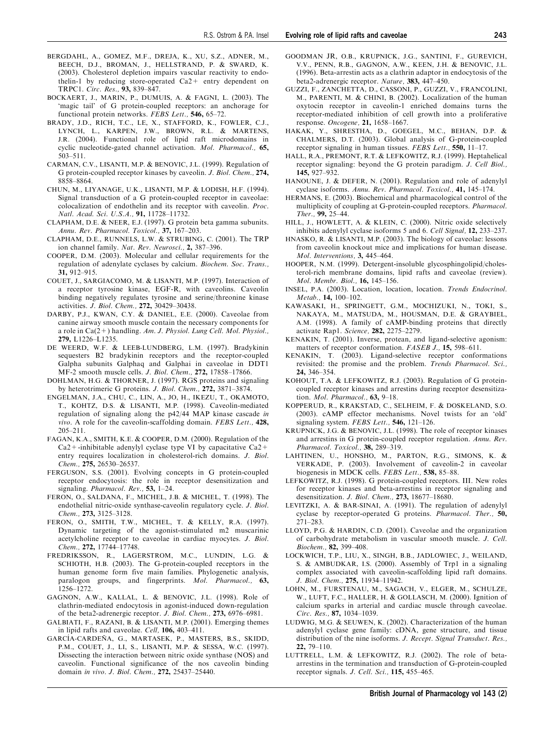BERGDAHL, A., GOMEZ, M.F., DREJA, K., XU, S.Z., ADNER, M., BEECH, D.J., BROMAN, J., HELLSTRAND, P. & SWARD, K. (2003). Cholesterol depletion impairs vascular reactivity to endothelin-1 by reducing store-operated Ca2+ entry dependent on TRPC1. *Circ. Res.,* **93,** 839–847.

BOCKAERT, J., MARIN, P., DUMUIS, A. & FAGNI, L. (2003). The 'magic tail' of G protein-coupled receptors: an anchorage for functional protein networks. *FEBS Lett.,* **546,** 65–72.

BRADY, J.D., RICH, T.C., LE, X., STAFFORD, K., FOWLER, C.J., LYNCH, L., KARPEN, J.W., BROWN, R.L. & MARTENS, J.R. (2004). Functional role of lipid raft microdomains in cyclic nucleotide-gated channel activation. *Mol. Pharmacol.,* **65,** 503–511.

CARMAN, C.V., LISANTI, M.P. & BENOVIC, J.L. (1999). Regulation of G protein-coupled receptor kinases by caveolin. *J. Biol. Chem.,* **274,** 8858–8864.

CHUN, M., LIYANAGE, U.K., LISANTI, M.P. & LODISH, H.F. (1994). Signal transduction of a G protein-coupled receptor in caveolae: colocalization of endothelin and its receptor with caveolin. *Proc. Natl. Acad. Sci. U.S.A.,* **91,** 11728–11732.

CLAPHAM, D.E. & NEER, E.J. (1997). G protein beta gamma subunits. *Annu. Rev. Pharmacol. Toxicol.,* **37,** 167–203.

CLAPHAM, D.E., RUNNELS, L.W. & STRUBING, C. (2001). The TRP ion channel family. *Nat. Rev. Neurosci.,* **2,** 387–396.

COOPER, D.M. (2003). Molecular and cellular requirements for the regulation of adenylate cyclases by calcium. *Biochem. Soc. Trans.,* **31,** 912–915.

COUET, J., SARGIACOMO, M. & LISANTI, M.P. (1997). Interaction of a receptor tyrosine kinase, EGF-R, with caveolins. Caveolin binding negatively regulates tyrosine and serine/threonine kinase activities. *J. Biol. Chem.,* **272,** 30429–30438.

DARBY, P.J., KWAN, C.Y. & DANIEL, E.E. (2000). Caveolae from canine airway smooth muscle contain the necessary components for a role in Ca(2+) handling. *Am. J. Physiol. Lung Cell. Mol. Physiol.,* **279,** L1226–L1235.

DE WEERD, W.F. & LEEB-LUNDBERG, L.M. (1997). Bradykinin sequesters B2 bradykinin receptors and the receptor-coupled Galpha subunits Galphaq and Galphai in caveolae in DDT1 MF-2 smooth muscle cells. *J. Biol. Chem.,* **272,** 17858–17866.

DOHLMAN, H.G. & THORNER, J. (1997). RGS proteins and signaling by heterotrimeric G proteins. *J. Biol. Chem.,* **272,** 3871–3874.

ENGELMAN, J.A., CHU, C., LIN, A., JO, H., IKEZU, T., OKAMOTO, T., KOHTZ, D.S. & LISANTI, M.P. (1998). Caveolin-mediated regulation of signaling along the p42/44 MAP kinase cascade *in vivo*. A role for the caveolin-scaffolding domain. *FEBS Lett.,* **428,** 205–211.

FAGAN, K.A., SMITH, K.E. & COOPER, D.M. (2000). Regulation of the Ca2+-inhibitable adenylyl cyclase type VI by capacitative Ca2+ entry requires localization in cholesterol-rich domains. *J. Biol. Chem.,* **275,** 26530–26537.

FERGUSON, S.S. (2001). Evolving concepts in G protein-coupled receptor endocytosis: the role in receptor desensitization and signaling. *Pharmacol. Rev.,* **53,** 1–24.

FERON, O., SALDANA, F., MICHEL, J.B. & MICHEL, T. (1998). The endothelial nitric-oxide synthase-caveolin regulatory cycle. *J. Biol. Chem.,* **273,** 3125–3128.

FERON, O., SMITH, T.W., MICHEL, T. & KELLY, R.A. (1997). Dynamic targeting of the agonist-stimulated m2 muscarinic acetylcholine receptor to caveolae in cardiac myocytes. *J. Biol. Chem.,* **272,** 17744–17748.

FREDRIKSSON, R., LAGERSTROM, M.C., LUNDIN, L.G. & SCHIOTH, H.B. (2003). The G-protein-coupled receptors in the human genome form five main families. Phylogenetic analysis, paralogon groups, and fingerprints. *Mol. Pharmacol.,* **63,** 1256–1272.

GAGNON, A.W., KALLAL, L. & BENOVIC, J.L. (1998). Role of clathrin-mediated endocytosis in agonist-induced down-regulation of the beta2-adrenergic receptor. *J. Biol. Chem.,* **273,** 6976–6981.

GALBIATI, F., RAZANI, B. & LISANTI, M.P. (2001). Emerging themes in lipid rafts and caveolae. *Cell,* **106,** 403–411.

GARCÍA-CARDEÑA, G., MARTASEK, P., MASTERS, B.S., SKIDD, P.M., COUET, J., LI, S., LISANTI, M.P. & SESSA, W.C. (1997). Dissecting the interaction between nitric oxide synthase (NOS) and caveolin. Functional significance of the nos caveolin binding domain *in vivo*. *J. Biol. Chem.,* **272,** 25437–25440.

GOODMAN JR, O.B., KRUPNICK, J.G., SANTINI, F., GUREVICH, V.V., PENN, R.B., GAGNON, A.W., KEEN, J.H. & BENOVIC, J.L. (1996). Beta-arrestin acts as a clathrin adaptor in endocytosis of the beta2-adrenergic receptor. *Nature,* **383,** 447–450.

GUZZI, F., ZANCHETTA, D., CASSONI, P., GUZZI, V., FRANCOLINI, M., PARENTI, M. & CHINI, B. (2002). Localization of the human oxytocin receptor in caveolin-1 enriched domains turns the receptor-mediated inhibition of cell growth into a proliferative response. *Oncogene,* **21,** 1658–1667.

HAKAK, Y., SHRESTHA, D., GOEGEL, M.C., BEHAN, D.P. & CHALMERS, D.T. (2003). Global analysis of G-protein-coupled receptor signaling in human tissues. *FEBS Lett.,* **550,** 11–17.

HALL, R.A., PREMONT, R.T. & LEFKOWITZ, R.J. (1999). Heptahelical receptor signaling: beyond the G protein paradigm. *J. Cell Biol.,* **145,** 927–932.

HANOUNE, J. & DEFER, N. (2001). Regulation and role of adenylyl cyclase isoforms. *Annu. Rev. Pharmacol. Toxicol.,* **41,** 145–174.

HERMANS, E. (2003). Biochemical and pharmacological control of the multiplicity of coupling at G-protein-coupled receptors. *Pharmacol. Ther.,* **99,** 25–44.

HILL, J., HOWLETT, A. & KLEIN, C. (2000). Nitric oxide selectively inhibits adenylyl cyclase isoforms 5 and 6. *Cell Signal,* **12,** 233–237.

HNASKO, R. & LISANTI, M.P. (2003). The biology of caveolae: lessons from caveolin knockout mice and implications for human disease. *Mol. Interventions,* **3,** 445–464.

HOOPER, N.M. (1999). Detergent-insoluble glycosphingolipid/cholesterol-rich membrane domains, lipid rafts and caveolae (review). *Mol. Membr. Biol.,* **16,** 145–156.

INSEL, P.A. (2003). Location, location, location. *Trends Endocrinol. Metab.,* **14,** 100–102.

KAWASAKI, H., SPRINGETT, G.M., MOCHIZUKI, N., TOKI, S., NAKAYA, M., MATSUDA, M., HOUSMAN, D.E. & GRAYBIEL, A.M. (1998). A family of cAMP-binding proteins that directly activate Rap1. *Science,* **282,** 2275–2279.

KENAKIN, T. (2001). Inverse, protean, and ligand-selective agonism: matters of receptor conformation. *FASEB J.,* **15,** 598–611.

KENAKIN, T. (2003). Ligand-selective receptor conformations revisited: the promise and the problem. *Trends Pharmacol. Sci.,* **24,** 346–354.

KOHOUT, T.A. & LEFKOWITZ, R.J. (2003). Regulation of G protein-coupled receptor kinases and arrestins during receptor desensitization. *Mol. Pharmacol.,* **63,** 9–18.

KOPPERUD, R., KRAKSTAD, C., SELHEIM, F. & DOSKELAND, S.O. (2003). cAMP effector mechanisms. Novel twists for an 'old' signaling system. *FEBS Lett.,* **546,** 121–126.

KRUPNICK, J.G. & BENOVIC, J.L. (1998). The role of receptor kinases and arrestins in G protein-coupled receptor regulation. *Annu. Rev. Pharmacol. Toxicol.,* **38,** 289–319.

LAHTINEN, U., HONSHO, M., PARTON, R.G., SIMONS, K. & VERKADE, P. (2003). Involvement of caveolin-2 in caveolar biogenesis in MDCK cells. *FEBS Lett.,* **538,** 85–88.

LEFKOWITZ, R.J. (1998). G protein-coupled receptors. III. New roles for receptor kinases and beta-arrestins in receptor signaling and desensitization. *J. Biol. Chem.,* **273,** 18677–18680.

LEVITZKI, A. & BAR-SINAI, A. (1991). The regulation of adenylyl cyclase by receptor-operated G proteins. *Pharmacol. Ther.,* **50,** 271–283.

LLOYD, P.G. & HARDIN, C.D. (2001). Caveolae and the organization of carbohydrate metabolism in vascular smooth muscle. *J. Cell. Biochem.,* **82,** 399–408.

LOCKWICH, T.P., LIU, X., SINGH, B.B., JADLOWIEC, J., WEILAND, S. & AMBUDKAR, I.S. (2000). Assembly of Trp1 in a signaling complex associated with caveolin-scaffolding lipid raft domains. *J. Biol. Chem.,* **275,** 11934–11942.

LOHN, M., FURSTENAU, M., SAGACH, V., ELGER, M., SCHULZE, W., LUFT, F.C., HALLER, H. & GOLLASCH, M. (2000). Ignition of calcium sparks in arterial and cardiac muscle through caveolae. *Circ. Res.,* **87,** 1034–1039.

LUDWIG, M.G. & SEUWEN, K. (2002). Characterization of the human adenylyl cyclase gene family: cDNA, gene structure, and tissue distribution of the nine isoforms. *J. Recept. Signal Transduct. Res.,* **22,** 79–110.

LUTTRELL, L.M. & LEFKOWITZ, R.J. (2002). The role of beta-arrestins in the termination and transduction of G-protein-coupled receptor signals. *J. Cell. Sci.,* **115,** 455–465.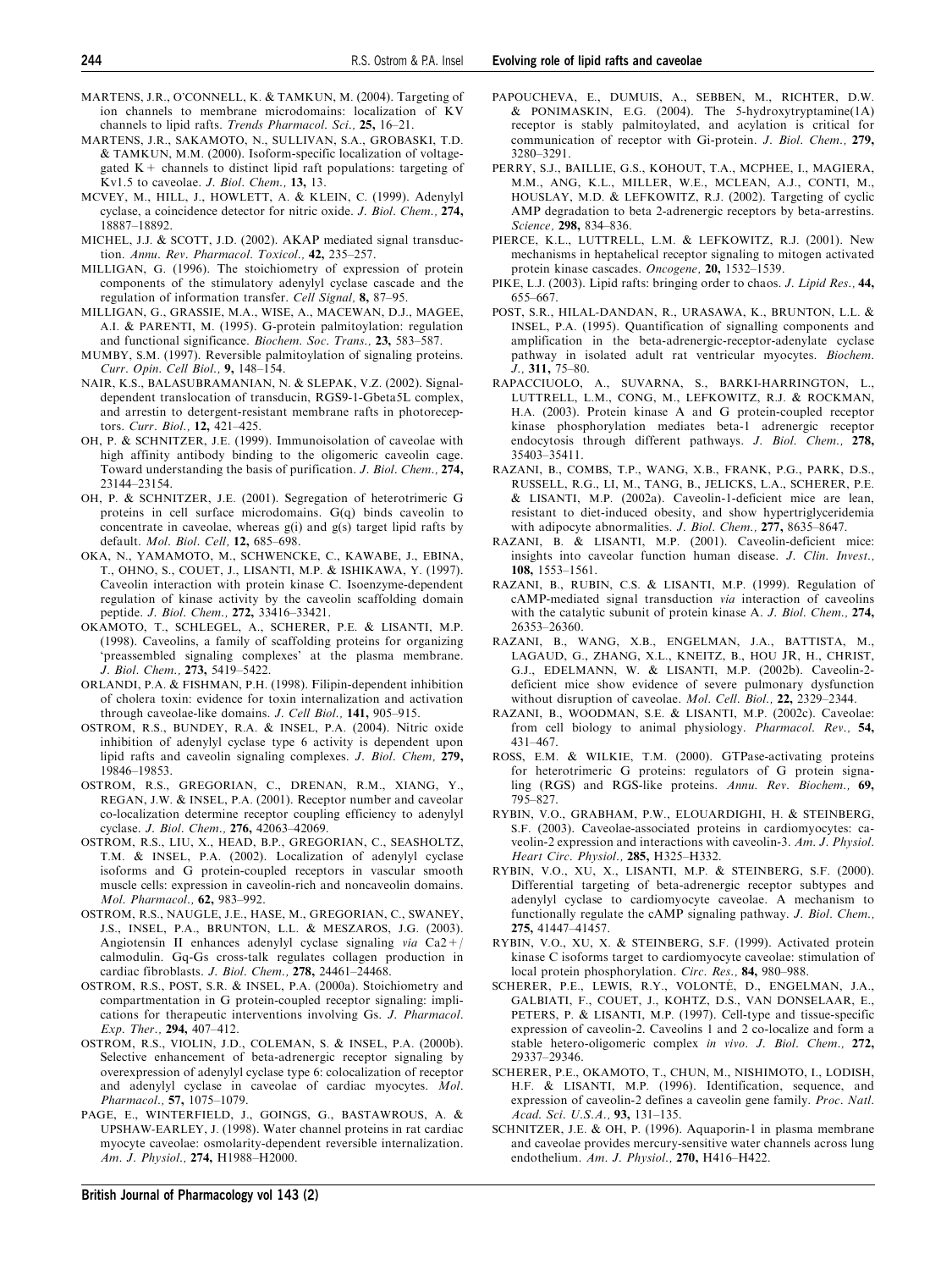MARTENS, J.R., O'CONNELL, K. & TAMKUN, M. (2004). Targeting of ion channels to membrane microdomains: localization of KV channels to lipid rafts. *Trends Pharmacol. Sci.*, **25,** 16–21.

MARTENS, J.R., SAKAMOTO, N., SULLIVAN, S.A., GROBASKI, T.D. & TAMKUN, M.M. (2000). Isoform-specific localization of voltage-gated K+ channels to distinct lipid raft populations: targeting of Kv1.5 to caveolae. *J. Biol. Chem.*, **13,** 13.

MCVEY, M., HILL, J., HOWLETT, A. & KLEIN, C. (1999). Adenylyl cyclase, a coincidence detector for nitric oxide. *J. Biol. Chem.*, **274,** 18887–18892.

MICHEL, J.J. & SCOTT, J.D. (2002). AKAP mediated signal transduction. *Annu. Rev. Pharmacol. Toxicol.*, **42,** 235–257.

MILLIGAN, G. (1996). The stoichiometry of expression of protein components of the stimulatory adenylyl cyclase cascade and the regulation of information transfer. *Cell Signal*, **8,** 87–95.

MILLIGAN, G., GRASSIE, M.A., WISE, A., MACEWAN, D.J., MAGEE, A.I. & PARENTI, M. (1995). G-protein palmitoylation: regulation and functional significance. *Biochem. Soc. Trans.*, **23,** 583–587.

MUMBY, S.M. (1997). Reversible palmitoylation of signaling proteins. *Curr. Opin. Cell Biol.*, **9,** 148–154.

NAIR, K.S., BALASUBRAMANIAN, N. & SLEPAK, V.Z. (2002). Signal-dependent translocation of transducin, RGS9-1-Gbeta5L complex, and arrestin to detergent-resistant membrane rafts in photoreceptors. *Curr. Biol.*, **12,** 421–425.

OH, P. & SCHNITZER, J.E. (1999). Immunoisolation of caveolae with high affinity antibody binding to the oligomeric caveolin cage. Toward understanding the basis of purification. *J. Biol. Chem.*, **274,** 23144–23154.

OH, P. & SCHNITZER, J.E. (2001). Segregation of heterotrimeric G proteins in cell surface microdomains. G(q) binds caveolin to concentrate in caveolae, whereas g(i) and g(s) target lipid rafts by default. *Mol. Biol. Cell*, **12,** 685–698.

OKA, N., YAMAMOTO, M., SCHWENCKE, C., KAWABE, J., EBINA, T., OHNO, S., COUET, J., LISANTI, M.P. & ISHIKAWA, Y. (1997). Caveolin interaction with protein kinase C. Isoenzyme-dependent regulation of kinase activity by the caveolin scaffolding domain peptide. *J. Biol. Chem.*, **272,** 33416–33421.

OKAMOTO, T., SCHLEGEL, A., SCHERER, P.E. & LISANTI, M.P. (1998). Caveolins, a family of scaffolding proteins for organizing 'preassembled signaling complexes' at the plasma membrane. *J. Biol. Chem.*, **273,** 5419–5422.

ORLANDI, P.A. & FISHMAN, P.H. (1998). Filipin-dependent inhibition of cholera toxin: evidence for toxin internalization and activation through caveolae-like domains. *J. Cell Biol.*, **141,** 905–915.

OSTROM, R.S., BUNDEY, R.A. & INSEL, P.A. (2004). Nitric oxide inhibition of adenylyl cyclase type 6 activity is dependent upon lipid rafts and caveolin signaling complexes. *J. Biol. Chem*, **279,** 19846–19853.

OSTROM, R.S., GREGORIAN, C., DRENAN, R.M., XIANG, Y., REGAN, J.W. & INSEL, P.A. (2001). Receptor number and caveolar co-localization determine receptor coupling efficiency to adenylyl cyclase. *J. Biol. Chem.*, **276,** 42063–42069.

OSTROM, R.S., LIU, X., HEAD, B.P., GREGORIAN, C., SEASHOLTZ, T.M. & INSEL, P.A. (2002). Localization of adenylyl cyclase isoforms and G protein-coupled receptors in vascular smooth muscle cells: expression in caveolin-rich and noncaveolin domains. *Mol. Pharmacol.*, **62,** 983–992.

OSTROM, R.S., NAUGLE, J.E., HASE, M., GREGORIAN, C., SWANEY, J.S., INSEL, P.A., BRUNTON, L.L. & MESZAROS, J.G. (2003). Angiotensin II enhances adenylyl cyclase signaling *via* Ca2+/calmodulin. Gq-Gs cross-talk regulates collagen production in cardiac fibroblasts. *J. Biol. Chem.*, **278,** 24461–24468.

OSTROM, R.S., POST, S.R. & INSEL, P.A. (2000a). Stoichiometry and compartmentation in G protein-coupled receptor signaling: implications for therapeutic interventions involving Gs. *J. Pharmacol. Exp. Ther.*, **294,** 407–412.

OSTROM, R.S., VIOLIN, J.D., COLEMAN, S. & INSEL, P.A. (2000b). Selective enhancement of beta-adrenergic receptor signaling by overexpression of adenylyl cyclase type 6: colocalization of receptor and adenylyl cyclase in caveolae of cardiac myocytes. *Mol. Pharmacol.*, **57,** 1075–1079.

PAGE, E., WINTERFIELD, J., GOINGS, G., BASTAWROUS, A. & UPSHAW-EARLEY, J. (1998). Water channel proteins in rat cardiac myocyte caveolae: osmolarity-dependent reversible internalization. *Am. J. Physiol.*, **274,** H1988–H2000.

PAPOUCHEVA, E., DUMUIS, A., SEBBEN, M., RICHTER, D.W. & PONIMASKIN, E.G. (2004). The 5-hydroxytryptamine(1A) receptor is stably palmitoylated, and acylation is critical for communication of receptor with Gi-protein. *J. Biol. Chem.*, **279,** 3280–3291.

PERRY, S.J., BAILLIE, G.S., KOHOUT, T.A., MCPHEE, I., MAGIERA, M.M., ANG, K.L., MILLER, W.E., MCLEAN, A.J., CONTI, M., HOUSLAY, M.D. & LEFKOWITZ, R.J. (2002). Targeting of cyclic AMP degradation to beta 2-adrenergic receptors by beta-arrestins. *Science*, **298,** 834–836.

PIERCE, K.L., LUTTRELL, L.M. & LEFKOWITZ, R.J. (2001). New mechanisms in heptahelical receptor signaling to mitogen activated protein kinase cascades. *Oncogene*, **20,** 1532–1539.

PIKE, L.J. (2003). Lipid rafts: bringing order to chaos. *J. Lipid Res.*, **44,** 655–667.

POST, S.R., HILAL-DANDAN, R., URASAWA, K., BRUNTON, L.L. & INSEL, P.A. (1995). Quantification of signalling components and amplification in the beta-adrenergic-receptor-adenylate cyclase pathway in isolated adult rat ventricular myocytes. *Biochem. J.*, **311,** 75–80.

RAPACCIUOLO, A., SUVARNA, S., BARKI-HARRINGTON, L., LUTTRELL, L.M., CONG, M., LEFKOWITZ, R.J. & ROCKMAN, H.A. (2003). Protein kinase A and G protein-coupled receptor kinase phosphorylation mediates beta-1 adrenergic receptor endocytosis through different pathways. *J. Biol. Chem.*, **278,** 35403–35411.

RAZANI, B., COMBS, T.P., WANG, X.B., FRANK, P.G., PARK, D.S., RUSSELL, R.G., LI, M., TANG, B., JELICKS, L.A., SCHERER, P.E. & LISANTI, M.P. (2002a). Caveolin-1-deficient mice are lean, resistant to diet-induced obesity, and show hypertriglyceridemia with adipocyte abnormalities. *J. Biol. Chem.*, **277,** 8635–8647.

RAZANI, B. & LISANTI, M.P. (2001). Caveolin-deficient mice: insights into caveolar function human disease. *J. Clin. Invest.*, **108,** 1553–1561.

RAZANI, B., RUBIN, C.S. & LISANTI, M.P. (1999). Regulation of cAMP-mediated signal transduction *via* interaction of caveolins with the catalytic subunit of protein kinase A. *J. Biol. Chem.*, **274,** 26353–26360.

RAZANI, B., WANG, X.B., ENGELMAN, J.A., BATTISTA, M., LAGAUD, G., ZHANG, X.L., KNEITZ, B., HOU JR, H., CHRIST, G.J., EDELMANN, W. & LISANTI, M.P. (2002b). Caveolin-2-deficient mice show evidence of severe pulmonary dysfunction without disruption of caveolae. *Mol. Cell. Biol.*, **22,** 2329–2344.

RAZANI, B., WOODMAN, S.E. & LISANTI, M.P. (2002c). Caveolae: from cell biology to animal physiology. *Pharmacol. Rev.*, **54,** 431–467.

ROSS, E.M. & WILKIE, T.M. (2000). GTPase-activating proteins for heterotrimeric G proteins: regulators of G protein signaling (RGS) and RGS-like proteins. *Annu. Rev. Biochem.*, **69,** 795–827.

RYBIN, V.O., GRABHAM, P.W., ELOUARDIGHI, H. & STEINBERG, S.F. (2003). Caveolae-associated proteins in cardiomyocytes: caveolin-2 expression and interactions with caveolin-3. *Am. J. Physiol. Heart Circ. Physiol.*, **285,** H325–H332.

RYBIN, V.O., XU, X., LISANTI, M.P. & STEINBERG, S.F. (2000). Differential targeting of beta-adrenergic receptor subtypes and adenylyl cyclase to cardiomyocyte caveolae. A mechanism to functionally regulate the cAMP signaling pathway. *J. Biol. Chem.*, **275,** 41447–41457.

RYBIN, V.O., XU, X. & STEINBERG, S.F. (1999). Activated protein kinase C isoforms target to cardiomyocyte caveolae: stimulation of local protein phosphorylation. *Circ. Res.*, **84,** 980–988.

SCHERER, P.E., LEWIS, R.Y., VOLONTÉ, D., ENGELMAN, J.A., GALBIATI, F., COUET, J., KOHTZ, D.S., VAN DONSELAAR, E., PETERS, P. & LISANTI, M.P. (1997). Cell-type and tissue-specific expression of caveolin-2. Caveolins 1 and 2 co-localize and form a stable hetero-oligomeric complex *in vivo*. *J. Biol. Chem.*, **272,** 29337–29346.

SCHERER, P.E., OKAMOTO, T., CHUN, M., NISHIMOTO, I., LODISH, H.F. & LISANTI, M.P. (1996). Identification, sequence, and expression of caveolin-2 defines a caveolin gene family. *Proc. Natl. Acad. Sci. U.S.A.*, **93,** 131–135.

SCHNITZER, J.E. & OH, P. (1996). Aquaporin-1 in plasma membrane and caveolae provides mercury-sensitive water channels across lung endothelium. *Am. J. Physiol.*, **270,** H416–H422.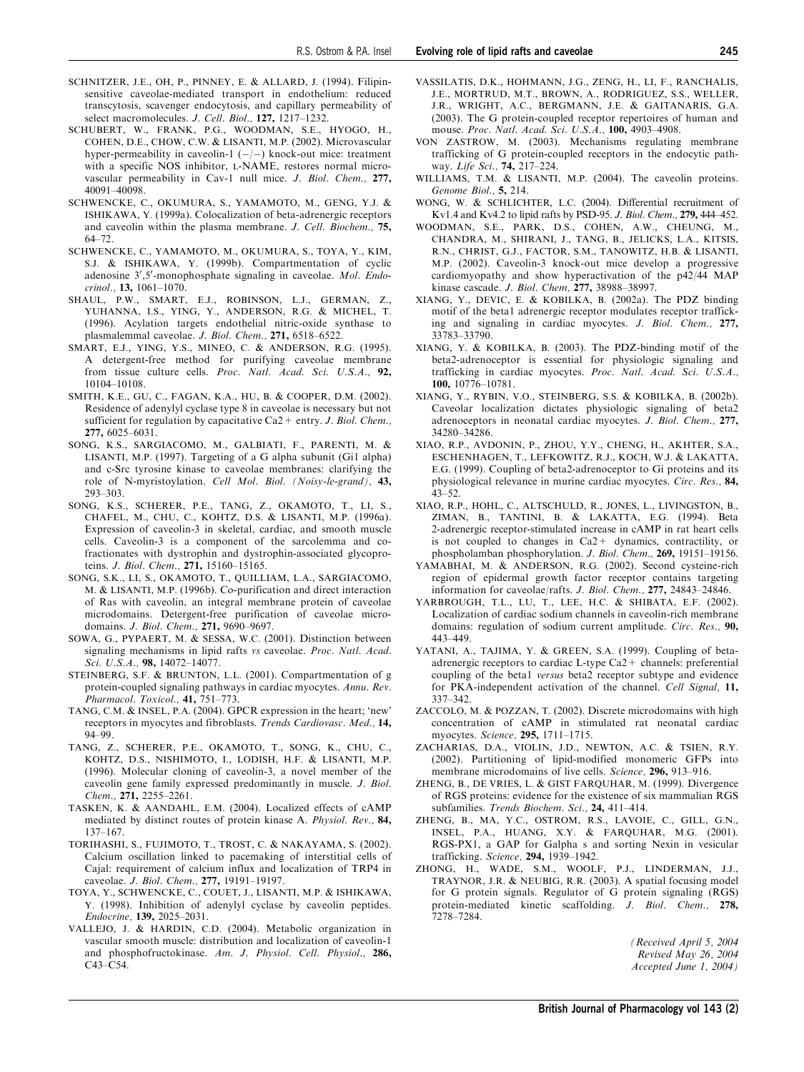SCHNITZER, J.E., OH, P., PINNEY, E. & ALLARD, J. (1994). Filipin-sensitive caveolae-mediated transport in endothelium: reduced transcytosis, scavenger endocytosis, and capillary permeability of select macromolecules. *J. Cell. Biol.*, **127**, 1217–1232.

SCHUBERT, W., FRANK, P.G., WOODMAN, S.E., HYOGO, H., COHEN, D.E., CHOW, C.W. & LISANTI, M.P. (2002). Microvascular hyper-permeability in caveolin-1 (−/−) knock-out mice: treatment with a specific NOS inhibitor, L-NAME, restores normal microvascular permeability in Cav-1 null mice. *J. Biol. Chem.*, **277**, 40091–40098.

SCHWENCKE, C., OKUMURA, S., YAMAMOTO, M., GENG, Y.J. & ISHIKAWA, Y. (1999a). Colocalization of beta-adrenergic receptors and caveolin within the plasma membrane. *J. Cell. Biochem.*, **75**, 64–72.

SCHWENCKE, C., YAMAMOTO, M., OKUMURA, S., TOYA, Y., KIM, S.J. & ISHIKAWA, Y. (1999b). Compartmentation of cyclic adenosine 3′,5′-monophosphate signaling in caveolae. *Mol. Endocrinol.*, **13**, 1061–1070.

SHAUL, P.W., SMART, E.J., ROBINSON, L.J., GERMAN, Z., YUHANNA, I.S., YING, Y., ANDERSON, R.G. & MICHEL, T. (1996). Acylation targets endothelial nitric-oxide synthase to plasmalemmal caveolae. *J. Biol. Chem.*, **271**, 6518–6522.

SMART, E.J., YING, Y.S., MINEO, C. & ANDERSON, R.G. (1995). A detergent-free method for purifying caveolae membrane from tissue culture cells. *Proc. Natl. Acad. Sci. U.S.A.*, **92**, 10104–10108.

SMITH, K.E., GU, C., FAGAN, K.A., HU, B. & COOPER, D.M. (2002). Residence of adenylyl cyclase type 8 in caveolae is necessary but not sufficient for regulation by capacitative Ca2+ entry. *J. Biol. Chem.*, **277**, 6025–6031.

SONG, K.S., SARGIACOMO, M., GALBIATI, F., PARENTI, M. & LISANTI, M.P. (1997). Targeting of a G alpha subunit (Gi1 alpha) and c-Src tyrosine kinase to caveolae membranes: clarifying the role of N-myristoylation. *Cell Mol. Biol. (Noisy-le-grand)*, **43**, 293–303.

SONG, K.S., SCHERER, P.E., TANG, Z., OKAMOTO, T., LI, S., CHAFEL, M., CHU, C., KOHTZ, D.S. & LISANTI, M.P. (1996a). Expression of caveolin-3 in skeletal, cardiac, and smooth muscle cells. Caveolin-3 is a component of the sarcolemma and co-fractionates with dystrophin and dystrophin-associated glycoproteins. *J. Biol. Chem.*, **271**, 15160–15165.

SONG, S.K., LI, S., OKAMOTO, T., QUILLIAM, L.A., SARGIACOMO, M. & LISANTI, M.P. (1996b). Co-purification and direct interaction of Ras with caveolin, an integral membrane protein of caveolae microdomains. Detergent-free purification of caveolae microdomains. *J. Biol. Chem.*, **271**, 9690–9697.

SOWA, G., PYPAERT, M. & SESSA, W.C. (2001). Distinction between signaling mechanisms in lipid rafts *vs* caveolae. *Proc. Natl. Acad. Sci. U.S.A.*, **98**, 14072–14077.

STEINBERG, S.F. & BRUNTON, L.L. (2001). Compartmentation of g protein-coupled signaling pathways in cardiac myocytes. *Annu. Rev. Pharmacol. Toxicol.*, **41**, 751–773.

TANG, C.M. & INSEL, P.A. (2004). GPCR expression in the heart; 'new' receptors in myocytes and fibroblasts. *Trends Cardiovasc. Med.*, **14**, 94–99.

TANG, Z., SCHERER, P.E., OKAMOTO, T., SONG, K., CHU, C., KOHTZ, D.S., NISHIMOTO, I., LODISH, H.F. & LISANTI, M.P. (1996). Molecular cloning of caveolin-3, a novel member of the caveolin gene family expressed predominantly in muscle. *J. Biol. Chem.*, **271**, 2255–2261.

TASKEN, K. & AANDAHL, E.M. (2004). Localized effects of cAMP mediated by distinct routes of protein kinase A. *Physiol. Rev.*, **84**, 137–167.

TORIHASHI, S., FUJIMOTO, T., TROST, C. & NAKAYAMA, S. (2002). Calcium oscillation linked to pacemaking of interstitial cells of Cajal: requirement of calcium influx and localization of TRP4 in caveolae. *J. Biol. Chem.*, **277**, 19191–19197.

TOYA, Y., SCHWENCKE, C., COUET, J., LISANTI, M.P. & ISHIKAWA, Y. (1998). Inhibition of adenylyl cyclase by caveolin peptides. *Endocrine*, **139**, 2025–2031.

VALLEJO, J. & HARDIN, C.D. (2004). Metabolic organization in vascular smooth muscle: distribution and localization of caveolin-1 and phosphofructokinase. *Am. J. Physiol. Cell. Physiol.*, **286**, C43–C54.

VASSILATIS, D.K., HOHMANN, J.G., ZENG, H., LI, F., RANCHALIS, J.E., MORTRUD, M.T., BROWN, A., RODRIGUEZ, S.S., WELLER, J.R., WRIGHT, A.C., BERGMANN, J.E. & GAITANARIS, G.A. (2003). The G protein-coupled receptor repertoires of human and mouse. *Proc. Natl. Acad. Sci. U.S.A.*, **100**, 4903–4908.

VON ZASTROW, M. (2003). Mechanisms regulating membrane trafficking of G protein-coupled receptors in the endocytic pathway. *Life Sci.*, **74**, 217–224.

WILLIAMS, T.M. & LISANTI, M.P. (2004). The caveolin proteins. *Genome Biol.*, **5**, 214.

WONG, W. & SCHLICHTER, L.C. (2004). Differential recruitment of Kv1.4 and Kv4.2 to lipid rafts by PSD-95. *J. Biol. Chem.*, **279**, 444–452.

WOODMAN, S.E., PARK, D.S., COHEN, A.W., CHEUNG, M., CHANDRA, M., SHIRANI, J., TANG, B., JELICKS, L.A., KITSIS, R.N., CHRIST, G.J., FACTOR, S.M., TANOWITZ, H.B. & LISANTI, M.P. (2002). Caveolin-3 knock-out mice develop a progressive cardiomyopathy and show hyperactivation of the p42/44 MAP kinase cascade. *J. Biol. Chem*, **277**, 38988–38997.

XIANG, Y., DEVIC, E. & KOBILKA, B. (2002a). The PDZ binding motif of the beta1 adrenergic receptor modulates receptor trafficking and signaling in cardiac myocytes. *J. Biol. Chem.*, **277**, 33783–33790.

XIANG, Y. & KOBILKA, B. (2003). The PDZ-binding motif of the beta2-adrenoceptor is essential for physiologic signaling and trafficking in cardiac myocytes. *Proc. Natl. Acad. Sci. U.S.A.*, **100**, 10776–10781.

XIANG, Y., RYBIN, V.O., STEINBERG, S.S. & KOBILKA, B. (2002b). Caveolar localization dictates physiologic signaling of beta2 adrenoceptors in neonatal cardiac myocytes. *J. Biol. Chem.*, **277**, 34280–34286.

XIAO, R.P., AVDONIN, P., ZHOU, Y.Y., CHENG, H., AKHTER, S.A., ESCHENHAGEN, T., LEFKOWITZ, R.J., KOCH, W.J. & LAKATTA, E.G. (1999). Coupling of beta2-adrenoceptor to Gi proteins and its physiological relevance in murine cardiac myocytes. *Circ. Res.*, **84**, 43–52.

XIAO, R.P., HOHL, C., ALTSCHULD, R., JONES, L., LIVINGSTON, B., ZIMAN, B., TANTINI, B. & LAKATTA, E.G. (1994). Beta 2-adrenergic receptor-stimulated increase in cAMP in rat heart cells is not coupled to changes in Ca2+ dynamics, contractility, or phospholamban phosphorylation. *J. Biol. Chem.*, **269**, 19151–19156.

YAMABHAI, M. & ANDERSON, R.G. (2002). Second cysteine-rich region of epidermal growth factor receptor contains targeting information for caveolae/rafts. *J. Biol. Chem.*, **277**, 24843–24846.

YARBROUGH, T.L., LU, T., LEE, H.C. & SHIBATA, E.F. (2002). Localization of cardiac sodium channels in caveolin-rich membrane domains: regulation of sodium current amplitude. *Circ. Res.*, **90**, 443–449.

YATANI, A., TAJIMA, Y. & GREEN, S.A. (1999). Coupling of beta-adrenergic receptors to cardiac L-type Ca2+ channels: preferential coupling of the beta1 *versus* beta2 receptor subtype and evidence for PKA-independent activation of the channel. *Cell Signal*, **11**, 337–342.

ZACCOLO, M. & POZZAN, T. (2002). Discrete microdomains with high concentration of cAMP in stimulated rat neonatal cardiac myocytes. *Science*, **295**, 1711–1715.

ZACHARIAS, D.A., VIOLIN, J.D., NEWTON, A.C. & TSIEN, R.Y. (2002). Partitioning of lipid-modified monomeric GFPs into membrane microdomains of live cells. *Science*, **296**, 913–916.

ZHENG, B., DE VRIES, L. & GIST FARQUHAR, M. (1999). Divergence of RGS proteins: evidence for the existence of six mammalian RGS subfamilies. *Trends Biochem. Sci.*, **24**, 411–414.

ZHENG, B., MA, Y.C., OSTROM, R.S., LAVOIE, C., GILL, G.N., INSEL, P.A., HUANG, X.Y. & FARQUHAR, M.G. (2001). RGS-PX1, a GAP for Galpha s and sorting Nexin in vesicular trafficking. *Science*, **294**, 1939–1942.

ZHONG, H., WADE, S.M., WOOLF, P.J., LINDERMAN, J.J., TRAYNOR, J.R. & NEUBIG, R.R. (2003). A spatial focusing model for G protein signals. Regulator of G protein signaling (RGS) protein-mediated kinetic scaffolding. *J. Biol. Chem.*, **278**, 7278–7284.

*(Received April 5, 2004*
*Revised May 26, 2004*
*Accepted June 1, 2004)*